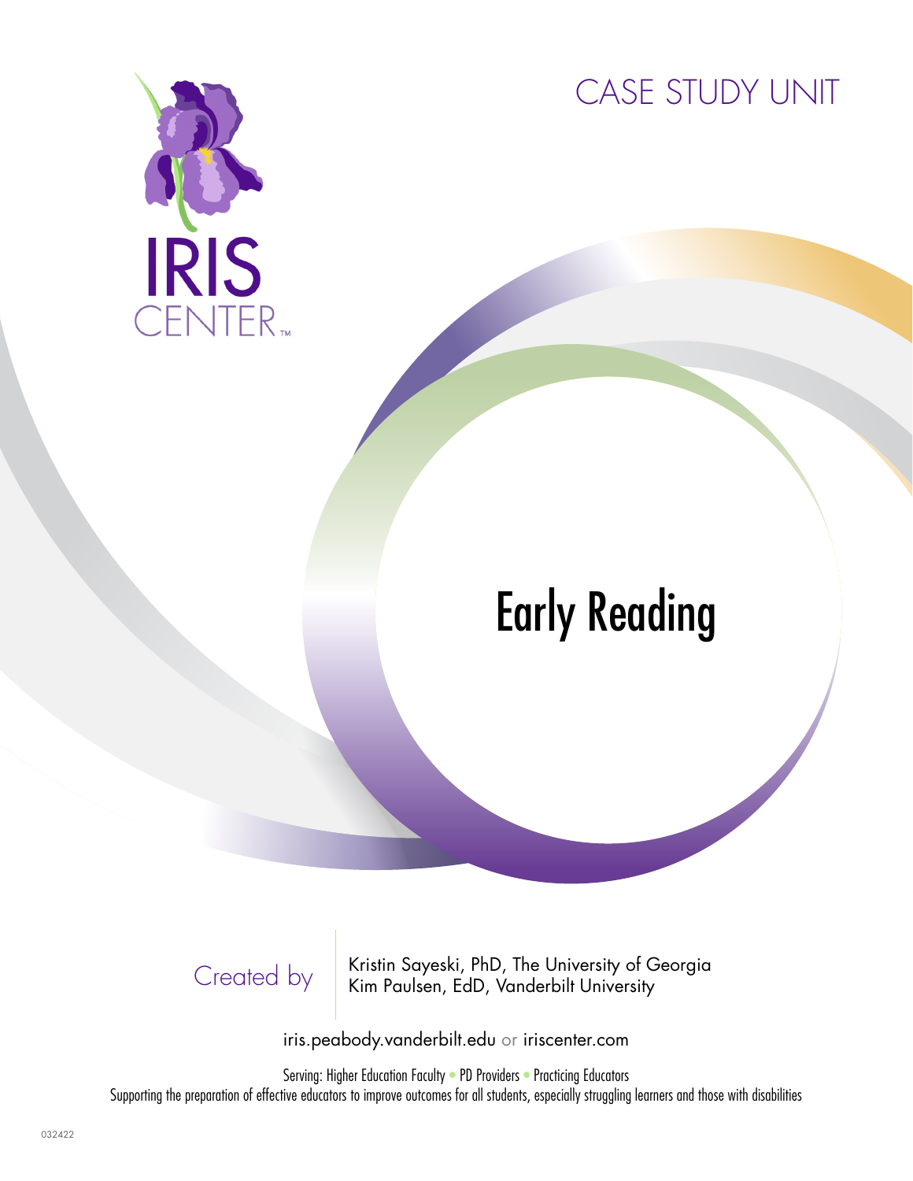IRIS CENTER™

CASE STUDY UNIT

# Early Reading

Created by

Kristin Sayeski, PhD, The University of Georgia
Kim Paulsen, EdD, Vanderbilt University

iris.peabody.vanderbilt.edu or iriscenter.com

Serving: Higher Education Faculty • PD Providers • Practicing Educators

Supporting the preparation of effective educators to improve outcomes for all students, especially struggling learners and those with disabilities

032422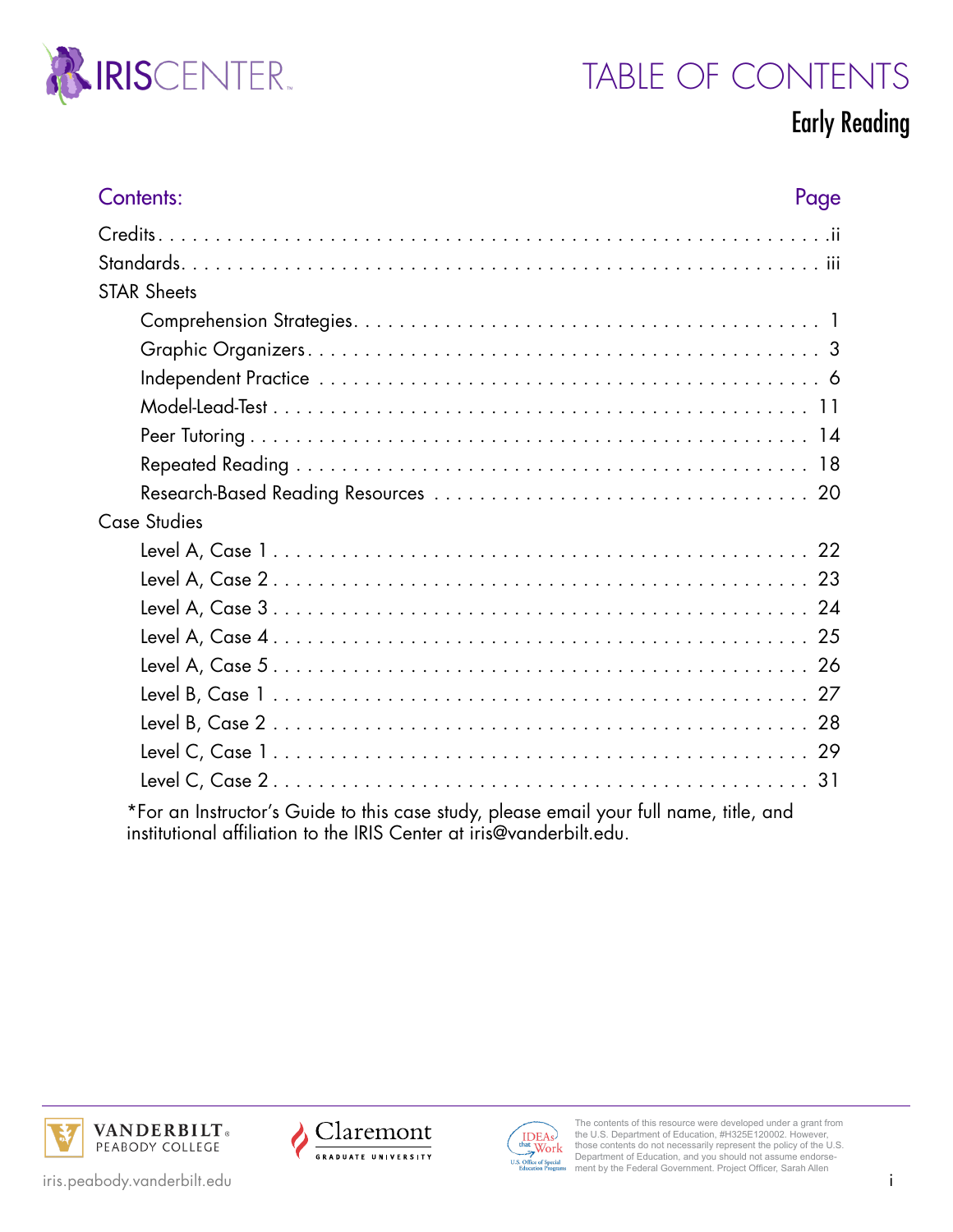# TABLE OF CONTENTS

## Early Reading

| Contents: | Page |
| --- | --- |
| Credits | ii |
| Standards | iii |
| STAR Sheets | |
| Comprehension Strategies | 1 |
| Graphic Organizers | 3 |
| Independent Practice | 6 |
| Model-Lead-Test | 11 |
| Peer Tutoring | 14 |
| Repeated Reading | 18 |
| Research-Based Reading Resources | 20 |
| Case Studies | |
| Level A, Case 1 | 22 |
| Level A, Case 2 | 23 |
| Level A, Case 3 | 24 |
| Level A, Case 4 | 25 |
| Level A, Case 5 | 26 |
| Level B, Case 1 | 27 |
| Level B, Case 2 | 28 |
| Level C, Case 1 | 29 |
| Level C, Case 2 | 31 |

*For an Instructor's Guide to this case study, please email your full name, title, and institutional affiliation to the IRIS Center at iris@vanderbilt.edu.

The contents of this resource were developed under a grant from the U.S. Department of Education, #H325E120002. However, those contents do not necessarily represent the policy of the U.S. Department of Education, and you should not assume endorsement by the Federal Government. Project Officer, Sarah Allen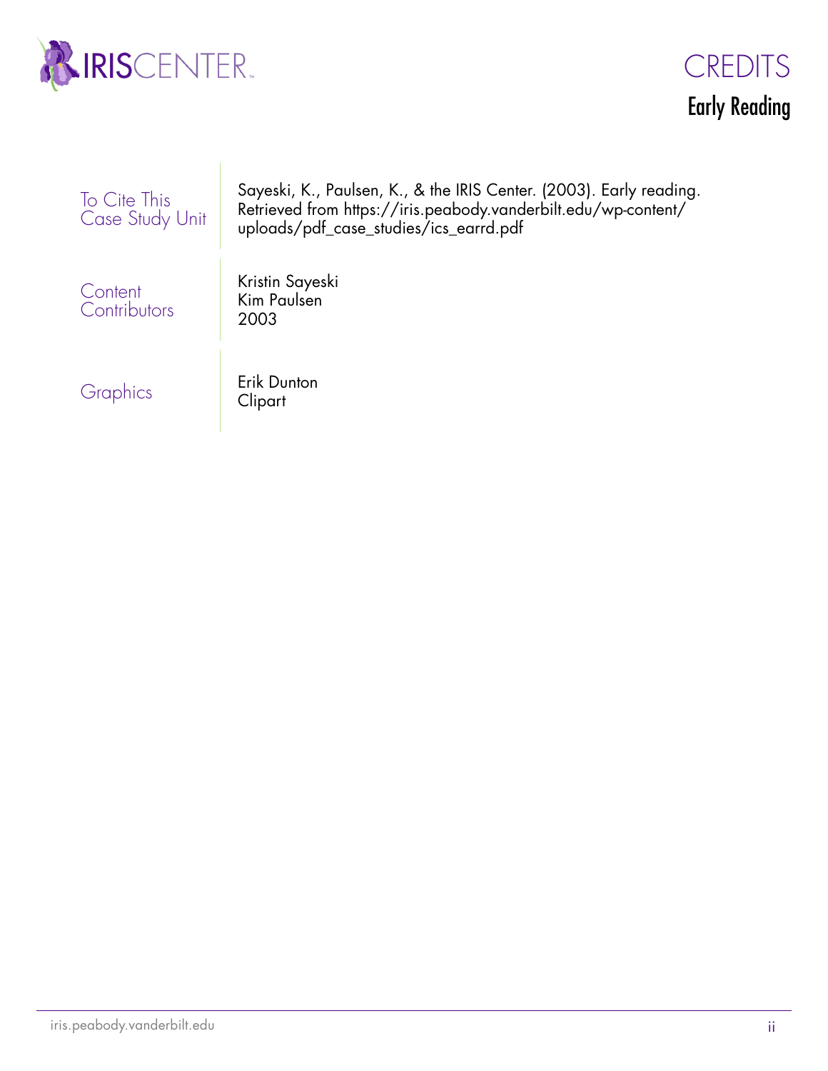# CREDITS

## Early Reading

| | |
|---|---|
| To Cite This Case Study Unit | Sayeski, K., Paulsen, K., & the IRIS Center. (2003). Early reading. Retrieved from https://iris.peabody.vanderbilt.edu/wp-content/uploads/pdf_case_studies/ics_earrd.pdf |
| Content Contributors | Kristin Sayeski<br>Kim Paulsen<br>2003 |
| Graphics | Erik Dunton<br>Clipart |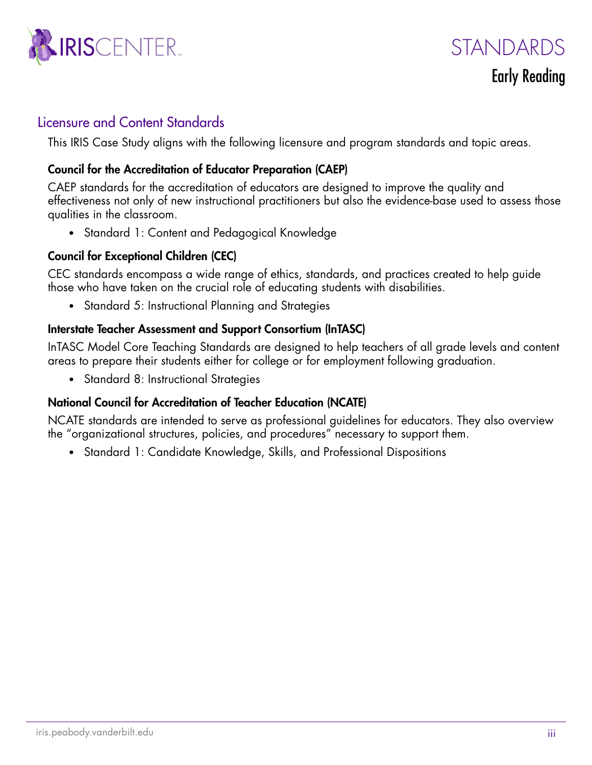# STANDARDS

## Early Reading

## Licensure and Content Standards

This IRIS Case Study aligns with the following licensure and program standards and topic areas.

### Council for the Accreditation of Educator Preparation (CAEP)

CAEP standards for the accreditation of educators are designed to improve the quality and effectiveness not only of new instructional practitioners but also the evidence-base used to assess those qualities in the classroom.

- Standard 1: Content and Pedagogical Knowledge

### Council for Exceptional Children (CEC)

CEC standards encompass a wide range of ethics, standards, and practices created to help guide those who have taken on the crucial role of educating students with disabilities.

- Standard 5: Instructional Planning and Strategies

### Interstate Teacher Assessment and Support Consortium (InTASC)

InTASC Model Core Teaching Standards are designed to help teachers of all grade levels and content areas to prepare their students either for college or for employment following graduation.

- Standard 8: Instructional Strategies

### National Council for Accreditation of Teacher Education (NCATE)

NCATE standards are intended to serve as professional guidelines for educators. They also overview the "organizational structures, policies, and procedures" necessary to support them.

- Standard 1: Candidate Knowledge, Skills, and Professional Dispositions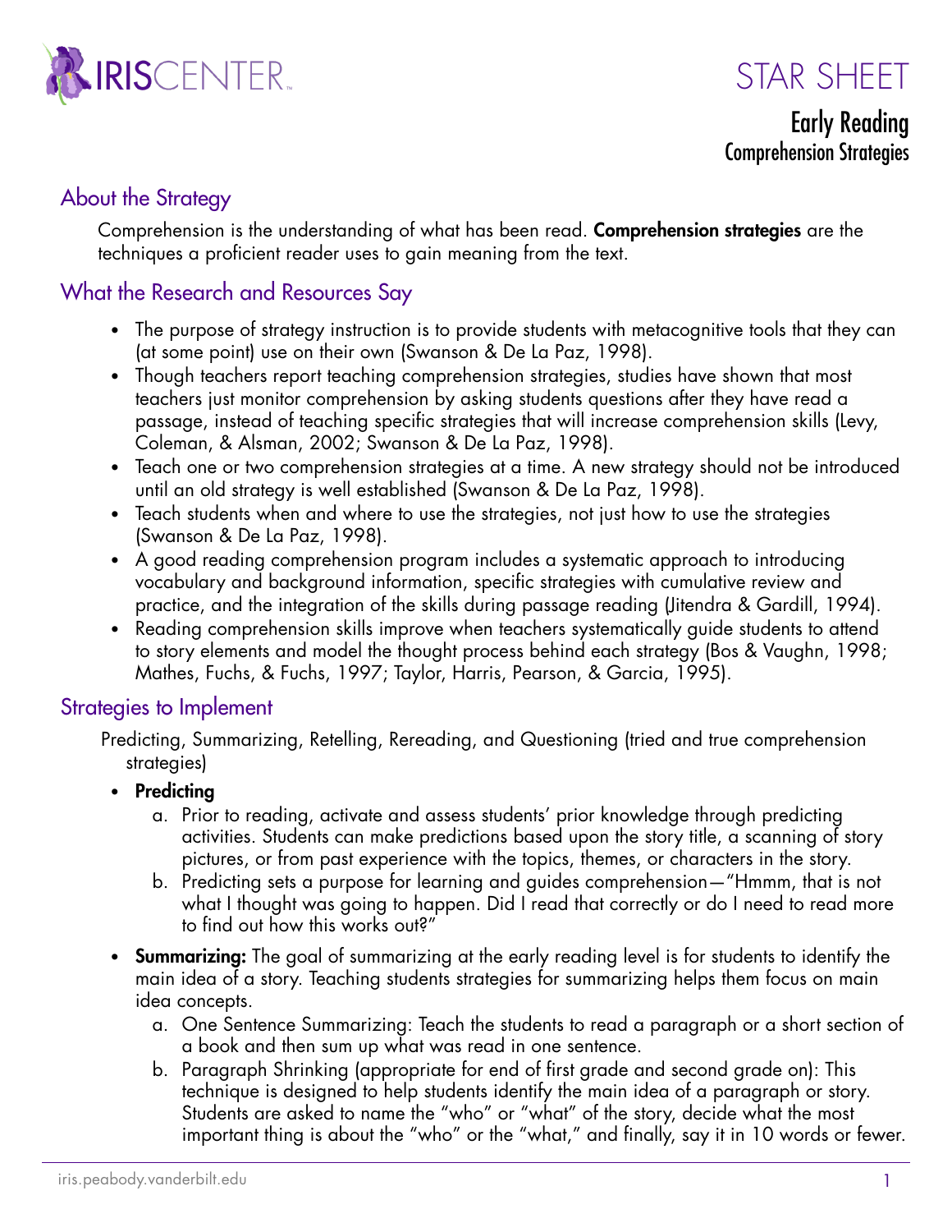# STAR SHEET

## Early Reading

### Comprehension Strategies

## About the Strategy

Comprehension is the understanding of what has been read. **Comprehension strategies** are the techniques a proficient reader uses to gain meaning from the text.

## What the Research and Resources Say

- The purpose of strategy instruction is to provide students with metacognitive tools that they can (at some point) use on their own (Swanson & De La Paz, 1998).
- Though teachers report teaching comprehension strategies, studies have shown that most teachers just monitor comprehension by asking students questions after they have read a passage, instead of teaching specific strategies that will increase comprehension skills (Levy, Coleman, & Alsman, 2002; Swanson & De La Paz, 1998).
- Teach one or two comprehension strategies at a time. A new strategy should not be introduced until an old strategy is well established (Swanson & De La Paz, 1998).
- Teach students when and where to use the strategies, not just how to use the strategies (Swanson & De La Paz, 1998).
- A good reading comprehension program includes a systematic approach to introducing vocabulary and background information, specific strategies with cumulative review and practice, and the integration of the skills during passage reading (Jitendra & Gardill, 1994).
- Reading comprehension skills improve when teachers systematically guide students to attend to story elements and model the thought process behind each strategy (Bos & Vaughn, 1998; Mathes, Fuchs, & Fuchs, 1997; Taylor, Harris, Pearson, & Garcia, 1995).

## Strategies to Implement

Predicting, Summarizing, Retelling, Rereading, and Questioning (tried and true comprehension strategies)

- **Predicting**
  a. Prior to reading, activate and assess students' prior knowledge through predicting activities. Students can make predictions based upon the story title, a scanning of story pictures, or from past experience with the topics, themes, or characters in the story.
  b. Predicting sets a purpose for learning and guides comprehension—"Hmmm, that is not what I thought was going to happen. Did I read that correctly or do I need to read more to find out how this works out?"
- **Summarizing:** The goal of summarizing at the early reading level is for students to identify the main idea of a story. Teaching students strategies for summarizing helps them focus on main idea concepts.
  a. One Sentence Summarizing: Teach the students to read a paragraph or a short section of a book and then sum up what was read in one sentence.
  b. Paragraph Shrinking (appropriate for end of first grade and second grade on): This technique is designed to help students identify the main idea of a paragraph or story. Students are asked to name the "who" or "what" of the story, decide what the most important thing is about the "who" or the "what," and finally, say it in 10 words or fewer.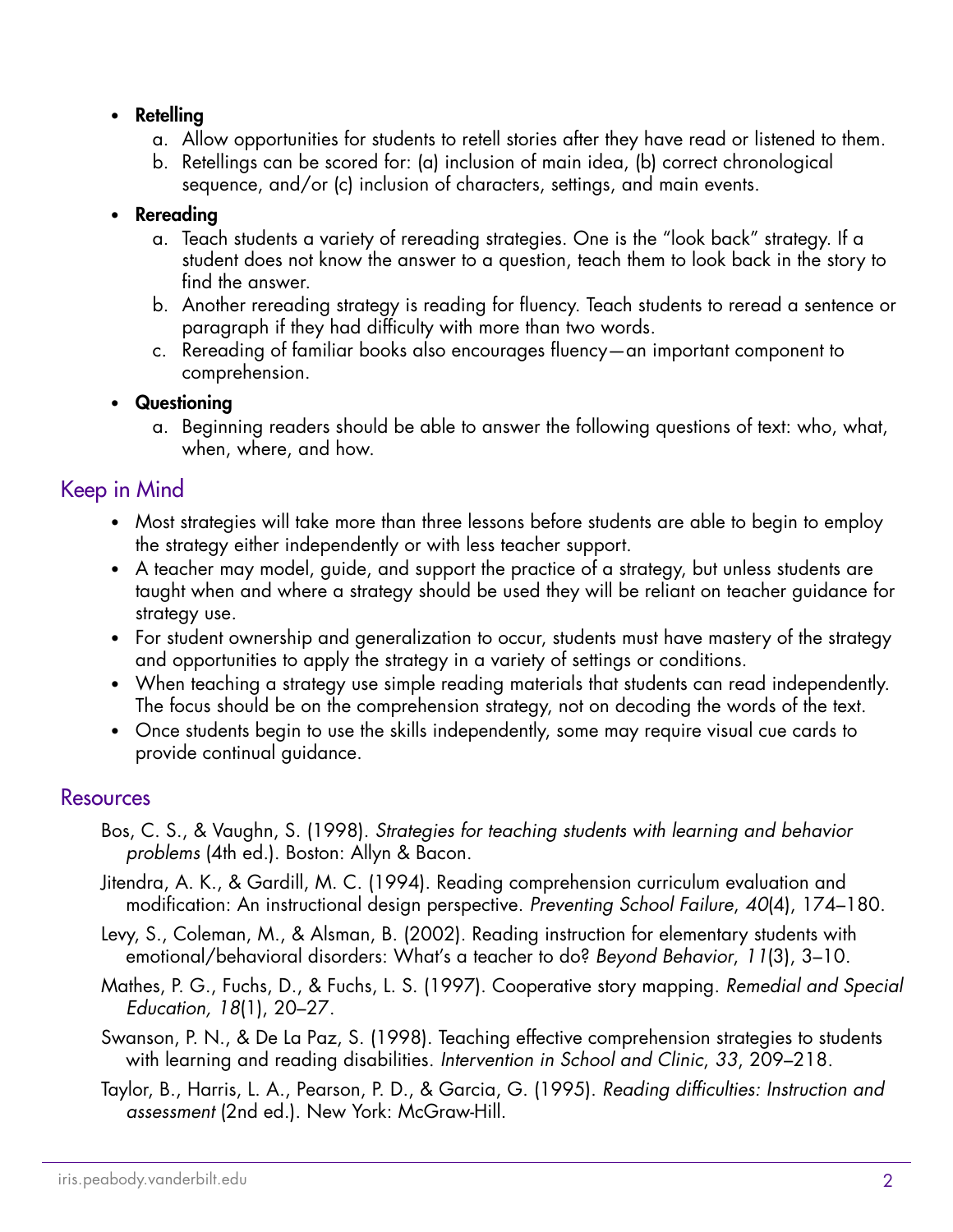- **Retelling**
    a. Allow opportunities for students to retell stories after they have read or listened to them.
    b. Retellings can be scored for: (a) inclusion of main idea, (b) correct chronological sequence, and/or (c) inclusion of characters, settings, and main events.
- **Rereading**
    a. Teach students a variety of rereading strategies. One is the "look back" strategy. If a student does not know the answer to a question, teach them to look back in the story to find the answer.
    b. Another rereading strategy is reading for fluency. Teach students to reread a sentence or paragraph if they had difficulty with more than two words.
    c. Rereading of familiar books also encourages fluency—an important component to comprehension.
- **Questioning**
    a. Beginning readers should be able to answer the following questions of text: who, what, when, where, and how.

## Keep in Mind

- Most strategies will take more than three lessons before students are able to begin to employ the strategy either independently or with less teacher support.
- A teacher may model, guide, and support the practice of a strategy, but unless students are taught when and where a strategy should be used they will be reliant on teacher guidance for strategy use.
- For student ownership and generalization to occur, students must have mastery of the strategy and opportunities to apply the strategy in a variety of settings or conditions.
- When teaching a strategy use simple reading materials that students can read independently. The focus should be on the comprehension strategy, not on decoding the words of the text.
- Once students begin to use the skills independently, some may require visual cue cards to provide continual guidance.

## Resources

Bos, C. S., & Vaughn, S. (1998). *Strategies for teaching students with learning and behavior problems* (4th ed.). Boston: Allyn & Bacon.

Jitendra, A. K., & Gardill, M. C. (1994). Reading comprehension curriculum evaluation and modification: An instructional design perspective. *Preventing School Failure, 40*(4), 174–180.

Levy, S., Coleman, M., & Alsman, B. (2002). Reading instruction for elementary students with emotional/behavioral disorders: What's a teacher to do? *Beyond Behavior, 11*(3), 3–10.

Mathes, P. G., Fuchs, D., & Fuchs, L. S. (1997). Cooperative story mapping. *Remedial and Special Education, 18*(1), 20–27.

Swanson, P. N., & De La Paz, S. (1998). Teaching effective comprehension strategies to students with learning and reading disabilities. *Intervention in School and Clinic, 33*, 209–218.

Taylor, B., Harris, L. A., Pearson, P. D., & Garcia, G. (1995). *Reading difficulties: Instruction and assessment* (2nd ed.). New York: McGraw-Hill.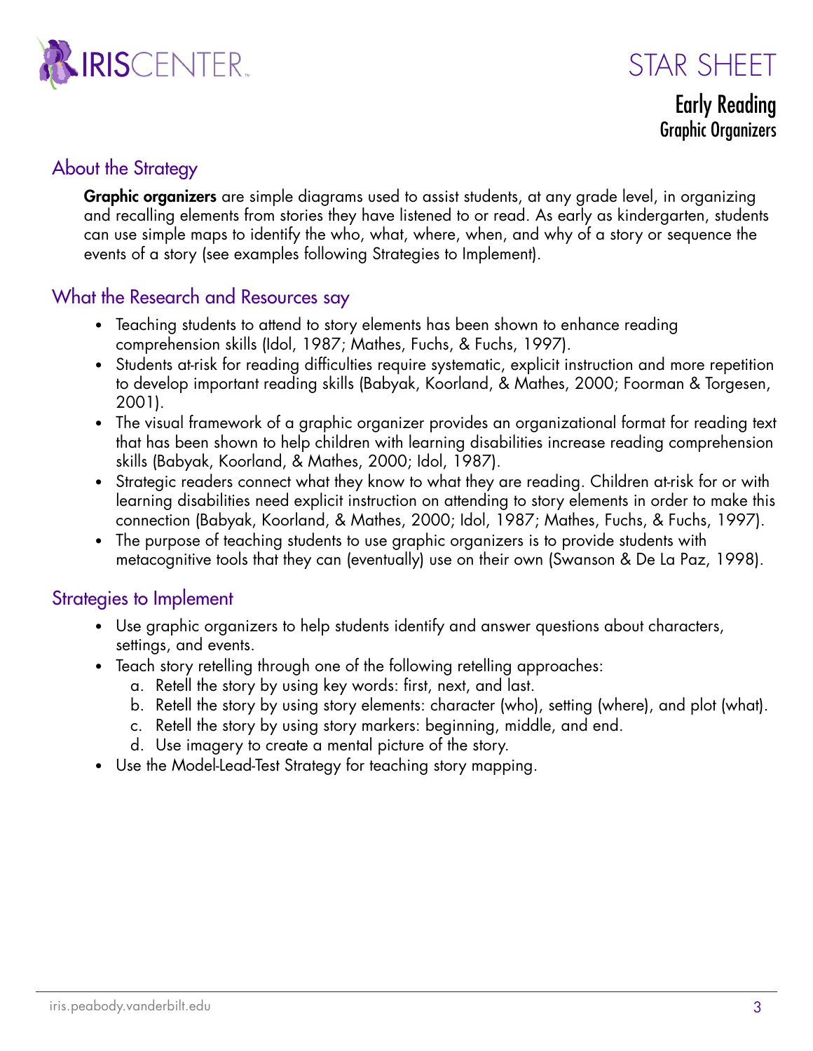# STAR SHEET

## Early Reading

### Graphic Organizers

## About the Strategy

**Graphic organizers** are simple diagrams used to assist students, at any grade level, in organizing and recalling elements from stories they have listened to or read. As early as kindergarten, students can use simple maps to identify the who, what, where, when, and why of a story or sequence the events of a story (see examples following Strategies to Implement).

## What the Research and Resources say

- Teaching students to attend to story elements has been shown to enhance reading comprehension skills (Idol, 1987; Mathes, Fuchs, & Fuchs, 1997).
- Students at-risk for reading difficulties require systematic, explicit instruction and more repetition to develop important reading skills (Babyak, Koorland, & Mathes, 2000; Foorman & Torgesen, 2001).
- The visual framework of a graphic organizer provides an organizational format for reading text that has been shown to help children with learning disabilities increase reading comprehension skills (Babyak, Koorland, & Mathes, 2000; Idol, 1987).
- Strategic readers connect what they know to what they are reading. Children at-risk for or with learning disabilities need explicit instruction on attending to story elements in order to make this connection (Babyak, Koorland, & Mathes, 2000; Idol, 1987; Mathes, Fuchs, & Fuchs, 1997).
- The purpose of teaching students to use graphic organizers is to provide students with metacognitive tools that they can (eventually) use on their own (Swanson & De La Paz, 1998).

## Strategies to Implement

- Use graphic organizers to help students identify and answer questions about characters, settings, and events.
- Teach story retelling through one of the following retelling approaches:
  a. Retell the story by using key words: first, next, and last.
  b. Retell the story by using story elements: character (who), setting (where), and plot (what).
  c. Retell the story by using story markers: beginning, middle, and end.
  d. Use imagery to create a mental picture of the story.
- Use the Model-Lead-Test Strategy for teaching story mapping.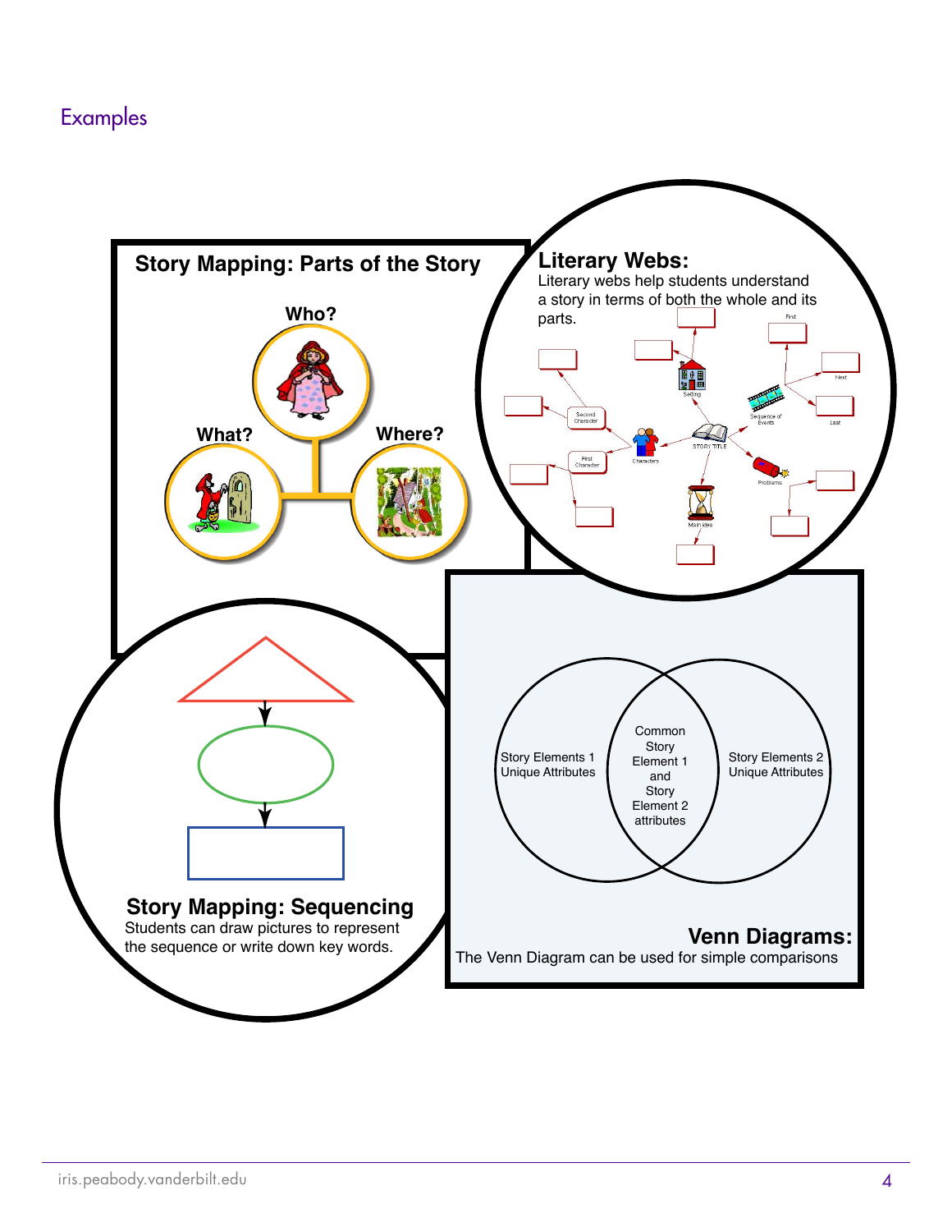# Examples

## Story Mapping: Parts of the Story

Who?

What?

Where?

## Literary Webs:

Literary webs help students understand a story in terms of both the whole and its parts.

Setting

Second Character

First Character

Characters

STORY TITLE

Sequence of Events

First

Next

Last

Problems

Main Idea

## Story Mapping: Sequencing

Students can draw pictures to represent the sequence or write down key words.

Story Elements 1 Unique Attributes

Common Story Element 1 and Story Element 2 attributes

Story Elements 2 Unique Attributes

## Venn Diagrams:

The Venn Diagram can be used for simple comparisons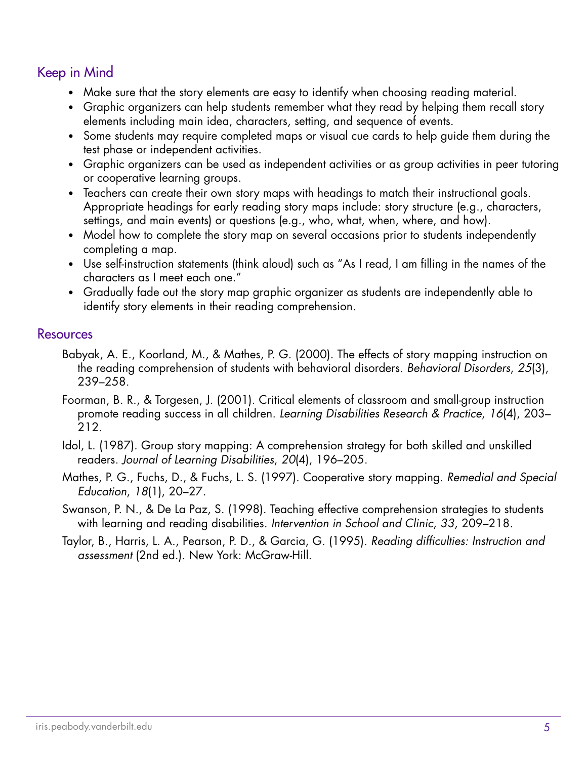## Keep in Mind

- Make sure that the story elements are easy to identify when choosing reading material.
- Graphic organizers can help students remember what they read by helping them recall story elements including main idea, characters, setting, and sequence of events.
- Some students may require completed maps or visual cue cards to help guide them during the test phase or independent activities.
- Graphic organizers can be used as independent activities or as group activities in peer tutoring or cooperative learning groups.
- Teachers can create their own story maps with headings to match their instructional goals. Appropriate headings for early reading story maps include: story structure (e.g., characters, settings, and main events) or questions (e.g., who, what, when, where, and how).
- Model how to complete the story map on several occasions prior to students independently completing a map.
- Use self-instruction statements (think aloud) such as "As I read, I am filling in the names of the characters as I meet each one."
- Gradually fade out the story map graphic organizer as students are independently able to identify story elements in their reading comprehension.

## Resources

Babyak, A. E., Koorland, M., & Mathes, P. G. (2000). The effects of story mapping instruction on the reading comprehension of students with behavioral disorders. *Behavioral Disorders*, *25*(3), 239–258.

Foorman, B. R., & Torgesen, J. (2001). Critical elements of classroom and small-group instruction promote reading success in all children. *Learning Disabilities Research & Practice*, *16*(4), 203–212.

Idol, L. (1987). Group story mapping: A comprehension strategy for both skilled and unskilled readers. *Journal of Learning Disabilities*, *20*(4), 196–205.

Mathes, P. G., Fuchs, D., & Fuchs, L. S. (1997). Cooperative story mapping. *Remedial and Special Education*, *18*(1), 20–27.

Swanson, P. N., & De La Paz, S. (1998). Teaching effective comprehension strategies to students with learning and reading disabilities. *Intervention in School and Clinic*, *33*, 209–218.

Taylor, B., Harris, L. A., Pearson, P. D., & Garcia, G. (1995). *Reading difficulties: Instruction and assessment* (2nd ed.). New York: McGraw-Hill.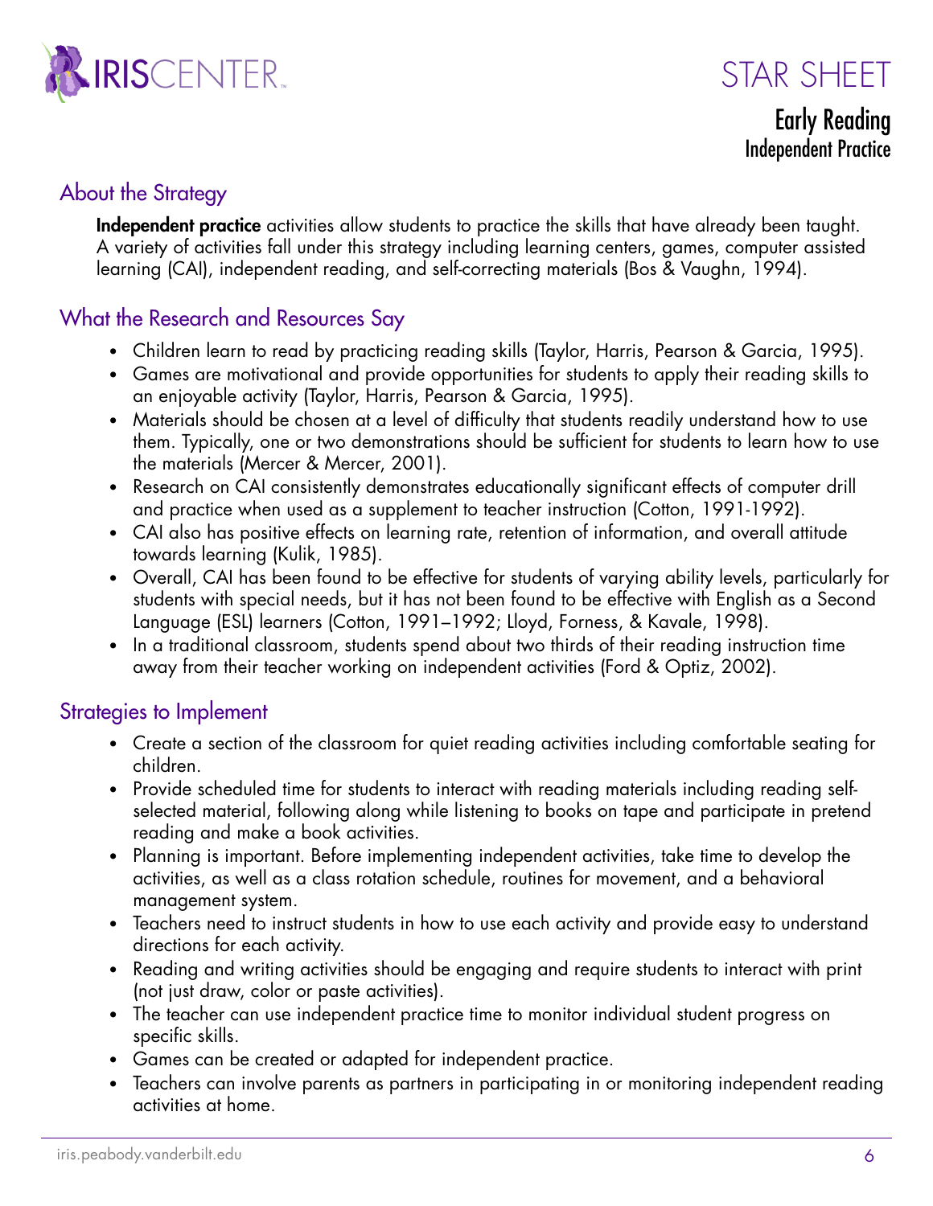# STAR SHEET

## Early Reading
### Independent Practice

## About the Strategy

**Independent practice** activities allow students to practice the skills that have already been taught. A variety of activities fall under this strategy including learning centers, games, computer assisted learning (CAI), independent reading, and self-correcting materials (Bos & Vaughn, 1994).

## What the Research and Resources Say

- Children learn to read by practicing reading skills (Taylor, Harris, Pearson & Garcia, 1995).
- Games are motivational and provide opportunities for students to apply their reading skills to an enjoyable activity (Taylor, Harris, Pearson & Garcia, 1995).
- Materials should be chosen at a level of difficulty that students readily understand how to use them. Typically, one or two demonstrations should be sufficient for students to learn how to use the materials (Mercer & Mercer, 2001).
- Research on CAI consistently demonstrates educationally significant effects of computer drill and practice when used as a supplement to teacher instruction (Cotton, 1991-1992).
- CAI also has positive effects on learning rate, retention of information, and overall attitude towards learning (Kulik, 1985).
- Overall, CAI has been found to be effective for students of varying ability levels, particularly for students with special needs, but it has not been found to be effective with English as a Second Language (ESL) learners (Cotton, 1991–1992; Lloyd, Forness, & Kavale, 1998).
- In a traditional classroom, students spend about two thirds of their reading instruction time away from their teacher working on independent activities (Ford & Optiz, 2002).

## Strategies to Implement

- Create a section of the classroom for quiet reading activities including comfortable seating for children.
- Provide scheduled time for students to interact with reading materials including reading self-selected material, following along while listening to books on tape and participate in pretend reading and make a book activities.
- Planning is important. Before implementing independent activities, take time to develop the activities, as well as a class rotation schedule, routines for movement, and a behavioral management system.
- Teachers need to instruct students in how to use each activity and provide easy to understand directions for each activity.
- Reading and writing activities should be engaging and require students to interact with print (not just draw, color or paste activities).
- The teacher can use independent practice time to monitor individual student progress on specific skills.
- Games can be created or adapted for independent practice.
- Teachers can involve parents as partners in participating in or monitoring independent reading activities at home.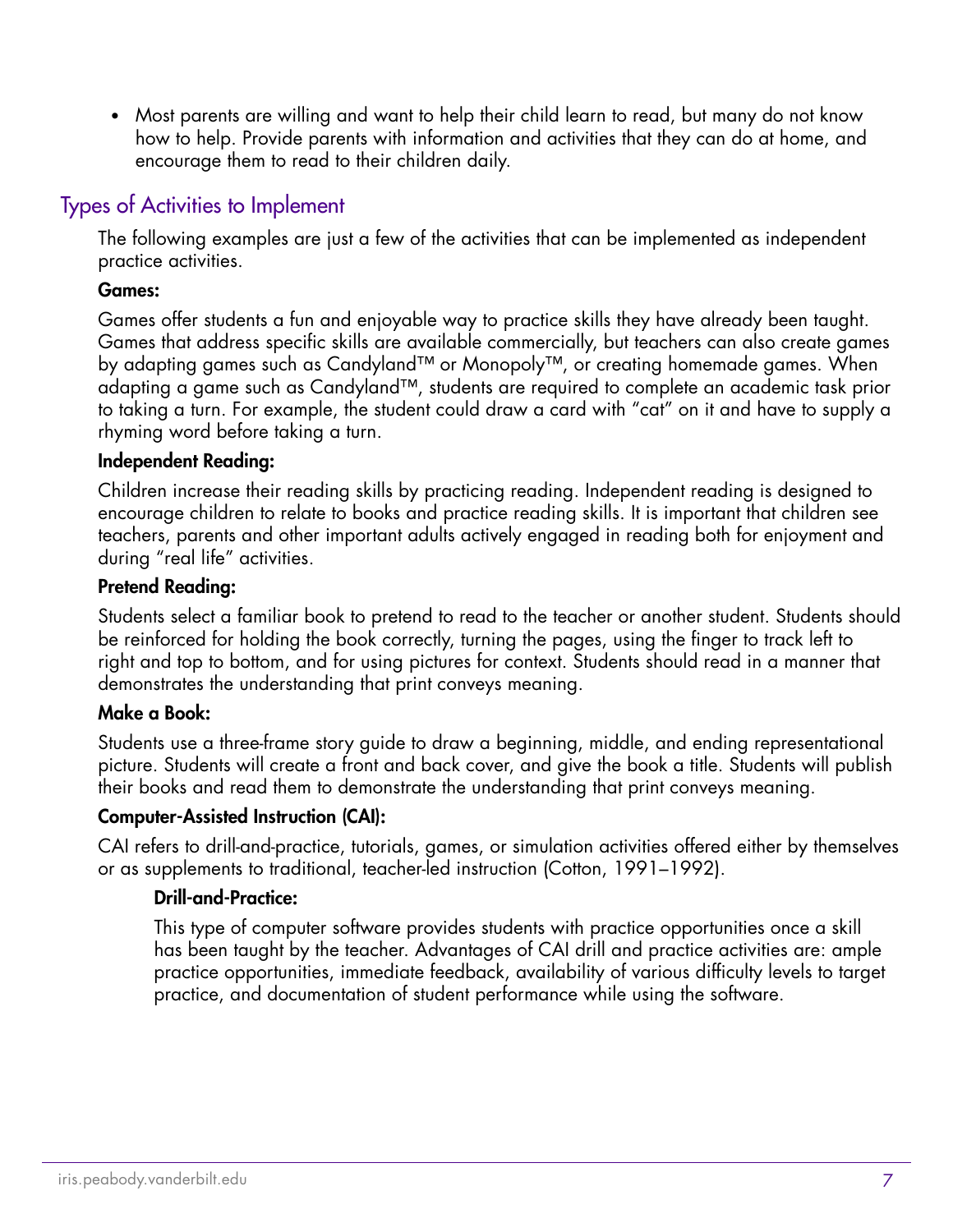- Most parents are willing and want to help their child learn to read, but many do not know how to help. Provide parents with information and activities that they can do at home, and encourage them to read to their children daily.

## Types of Activities to Implement

The following examples are just a few of the activities that can be implemented as independent practice activities.

**Games:**

Games offer students a fun and enjoyable way to practice skills they have already been taught. Games that address specific skills are available commercially, but teachers can also create games by adapting games such as Candyland™ or Monopoly™, or creating homemade games. When adapting a game such as Candyland™, students are required to complete an academic task prior to taking a turn. For example, the student could draw a card with "cat" on it and have to supply a rhyming word before taking a turn.

**Independent Reading:**

Children increase their reading skills by practicing reading. Independent reading is designed to encourage children to relate to books and practice reading skills. It is important that children see teachers, parents and other important adults actively engaged in reading both for enjoyment and during "real life" activities.

**Pretend Reading:**

Students select a familiar book to pretend to read to the teacher or another student. Students should be reinforced for holding the book correctly, turning the pages, using the finger to track left to right and top to bottom, and for using pictures for context. Students should read in a manner that demonstrates the understanding that print conveys meaning.

**Make a Book:**

Students use a three-frame story guide to draw a beginning, middle, and ending representational picture. Students will create a front and back cover, and give the book a title. Students will publish their books and read them to demonstrate the understanding that print conveys meaning.

**Computer-Assisted Instruction (CAI):**

CAI refers to drill-and-practice, tutorials, games, or simulation activities offered either by themselves or as supplements to traditional, teacher-led instruction (Cotton, 1991–1992).

**Drill-and-Practice:**

This type of computer software provides students with practice opportunities once a skill has been taught by the teacher. Advantages of CAI drill and practice activities are: ample practice opportunities, immediate feedback, availability of various difficulty levels to target practice, and documentation of student performance while using the software.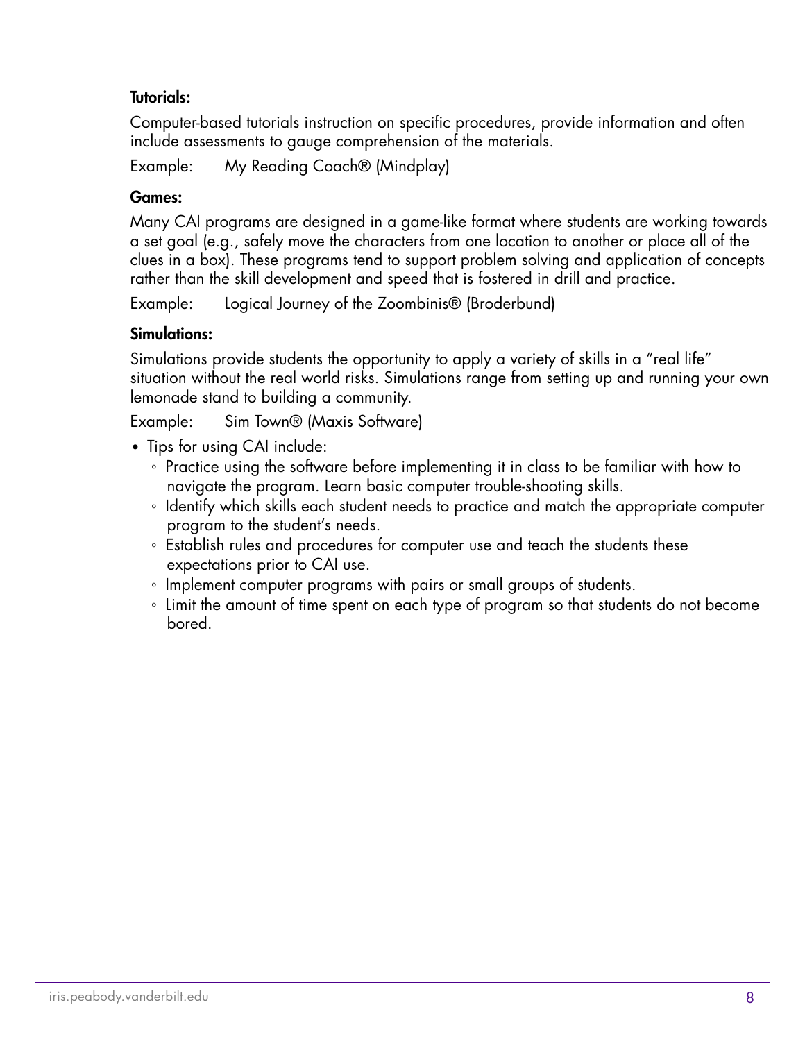**Tutorials:**

Computer-based tutorials instruction on specific procedures, provide information and often include assessments to gauge comprehension of the materials.

Example: My Reading Coach® (Mindplay)

**Games:**

Many CAI programs are designed in a game-like format where students are working towards a set goal (e.g., safely move the characters from one location to another or place all of the clues in a box). These programs tend to support problem solving and application of concepts rather than the skill development and speed that is fostered in drill and practice.

Example: Logical Journey of the Zoombinis® (Broderbund)

**Simulations:**

Simulations provide students the opportunity to apply a variety of skills in a "real life" situation without the real world risks. Simulations range from setting up and running your own lemonade stand to building a community.

Example: Sim Town® (Maxis Software)

- Tips for using CAI include:
  - Practice using the software before implementing it in class to be familiar with how to navigate the program. Learn basic computer trouble-shooting skills.
  - Identify which skills each student needs to practice and match the appropriate computer program to the student's needs.
  - Establish rules and procedures for computer use and teach the students these expectations prior to CAI use.
  - Implement computer programs with pairs or small groups of students.
  - Limit the amount of time spent on each type of program so that students do not become bored.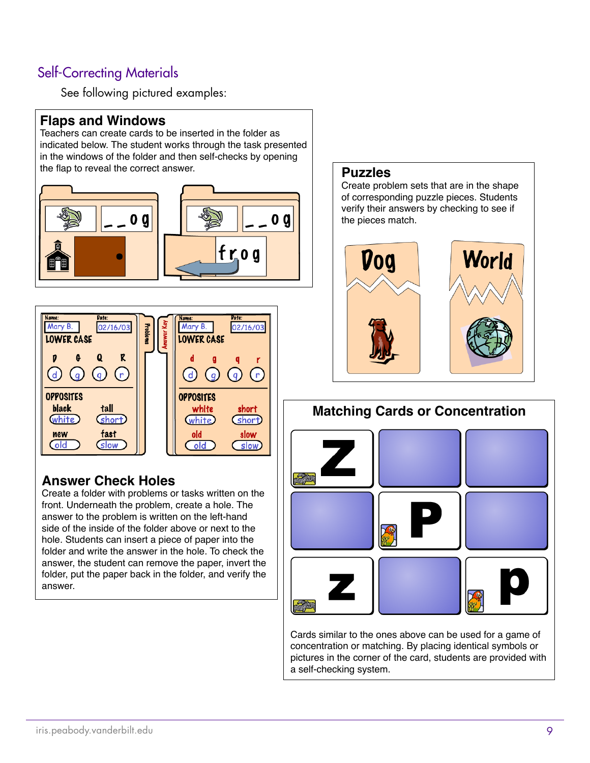## Self-Correcting Materials

See following pictured examples:

### Flaps and Windows

Teachers can create cards to be inserted in the folder as indicated below. The student works through the task presented in the windows of the folder and then self-checks by opening the flap to reveal the correct answer.

### Puzzles

Create problem sets that are in the shape of corresponding puzzle pieces. Students verify their answers by checking to see if the pieces match.

### Answer Check Holes

Create a folder with problems or tasks written on the front. Underneath the problem, create a hole. The answer to the problem is written on the left-hand side of the inside of the folder above or next to the hole. Students can insert a piece of paper into the folder and write the answer in the hole. To check the answer, the student can remove the paper, invert the folder, put the paper back in the folder, and verify the answer.

### Matching Cards or Concentration

Cards similar to the ones above can be used for a game of concentration or matching. By placing identical symbols or pictures in the corner of the card, students are provided with a self-checking system.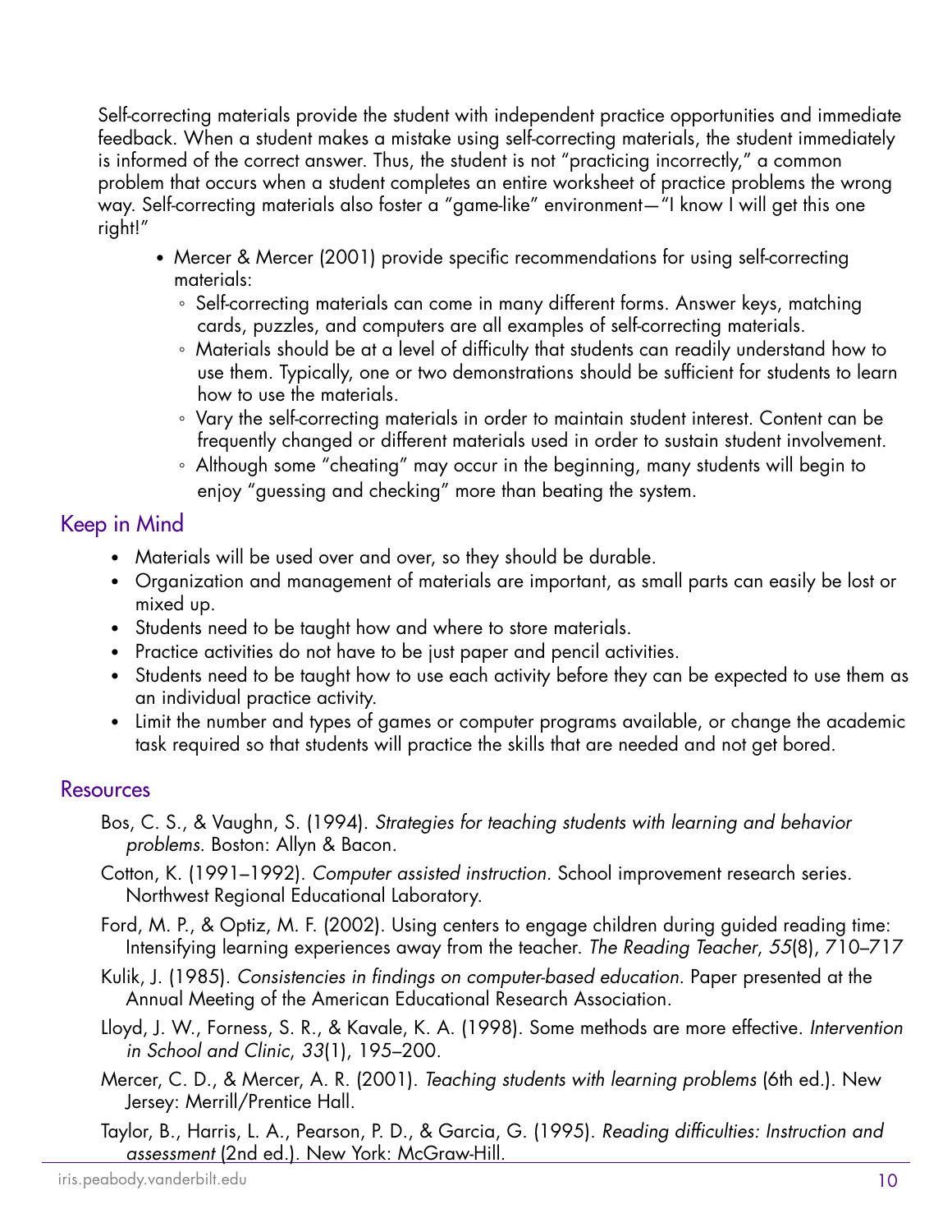Self-correcting materials provide the student with independent practice opportunities and immediate feedback. When a student makes a mistake using self-correcting materials, the student immediately is informed of the correct answer. Thus, the student is not "practicing incorrectly," a common problem that occurs when a student completes an entire worksheet of practice problems the wrong way. Self-correcting materials also foster a "game-like" environment—"I know I will get this one right!"

- Mercer & Mercer (2001) provide specific recommendations for using self-correcting materials:
  - Self-correcting materials can come in many different forms. Answer keys, matching cards, puzzles, and computers are all examples of self-correcting materials.
  - Materials should be at a level of difficulty that students can readily understand how to use them. Typically, one or two demonstrations should be sufficient for students to learn how to use the materials.
  - Vary the self-correcting materials in order to maintain student interest. Content can be frequently changed or different materials used in order to sustain student involvement.
  - Although some "cheating" may occur in the beginning, many students will begin to enjoy "guessing and checking" more than beating the system.

## Keep in Mind

- Materials will be used over and over, so they should be durable.
- Organization and management of materials are important, as small parts can easily be lost or mixed up.
- Students need to be taught how and where to store materials.
- Practice activities do not have to be just paper and pencil activities.
- Students need to be taught how to use each activity before they can be expected to use them as an individual practice activity.
- Limit the number and types of games or computer programs available, or change the academic task required so that students will practice the skills that are needed and not get bored.

## Resources

Bos, C. S., & Vaughn, S. (1994). *Strategies for teaching students with learning and behavior problems*. Boston: Allyn & Bacon.

Cotton, K. (1991–1992). *Computer assisted instruction*. School improvement research series. Northwest Regional Educational Laboratory.

Ford, M. P., & Optiz, M. F. (2002). Using centers to engage children during guided reading time: Intensifying learning experiences away from the teacher. *The Reading Teacher*, *55*(8), 710–717

Kulik, J. (1985). *Consistencies in findings on computer-based education*. Paper presented at the Annual Meeting of the American Educational Research Association.

Lloyd, J. W., Forness, S. R., & Kavale, K. A. (1998). Some methods are more effective. *Intervention in School and Clinic*, *33*(1), 195–200.

Mercer, C. D., & Mercer, A. R. (2001). *Teaching students with learning problems* (6th ed.). New Jersey: Merrill/Prentice Hall.

Taylor, B., Harris, L. A., Pearson, P. D., & Garcia, G. (1995). *Reading difficulties: Instruction and assessment* (2nd ed.). New York: McGraw-Hill.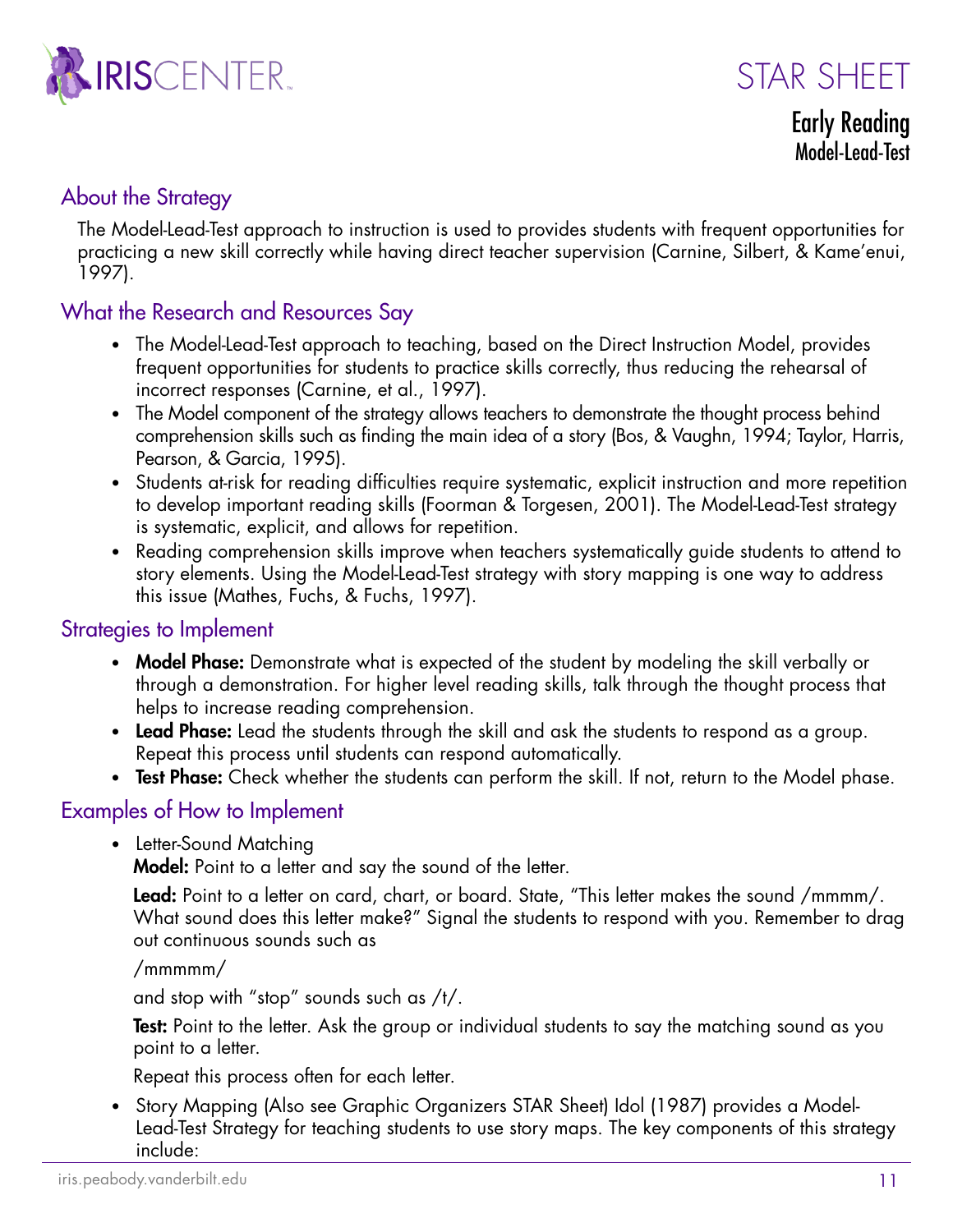# STAR SHEET

## Early Reading

### Model-Lead-Test

## About the Strategy

The Model-Lead-Test approach to instruction is used to provides students with frequent opportunities for practicing a new skill correctly while having direct teacher supervision (Carnine, Silbert, & Kame'enui, 1997).

## What the Research and Resources Say

- The Model-Lead-Test approach to teaching, based on the Direct Instruction Model, provides frequent opportunities for students to practice skills correctly, thus reducing the rehearsal of incorrect responses (Carnine, et al., 1997).
- The Model component of the strategy allows teachers to demonstrate the thought process behind comprehension skills such as finding the main idea of a story (Bos, & Vaughn, 1994; Taylor, Harris, Pearson, & Garcia, 1995).
- Students at-risk for reading difficulties require systematic, explicit instruction and more repetition to develop important reading skills (Foorman & Torgesen, 2001). The Model-Lead-Test strategy is systematic, explicit, and allows for repetition.
- Reading comprehension skills improve when teachers systematically guide students to attend to story elements. Using the Model-Lead-Test strategy with story mapping is one way to address this issue (Mathes, Fuchs, & Fuchs, 1997).

## Strategies to Implement

- **Model Phase:** Demonstrate what is expected of the student by modeling the skill verbally or through a demonstration. For higher level reading skills, talk through the thought process that helps to increase reading comprehension.
- **Lead Phase:** Lead the students through the skill and ask the students to respond as a group. Repeat this process until students can respond automatically.
- **Test Phase:** Check whether the students can perform the skill. If not, return to the Model phase.

## Examples of How to Implement

- Letter-Sound Matching

  **Model:** Point to a letter and say the sound of the letter.

  **Lead:** Point to a letter on card, chart, or board. State, "This letter makes the sound /mmmm/. What sound does this letter make?" Signal the students to respond with you. Remember to drag out continuous sounds such as

  /mmmmm/

  and stop with "stop" sounds such as /t/.

  **Test:** Point to the letter. Ask the group or individual students to say the matching sound as you point to a letter.

  Repeat this process often for each letter.

- Story Mapping (Also see Graphic Organizers STAR Sheet) Idol (1987) provides a Model-Lead-Test Strategy for teaching students to use story maps. The key components of this strategy include: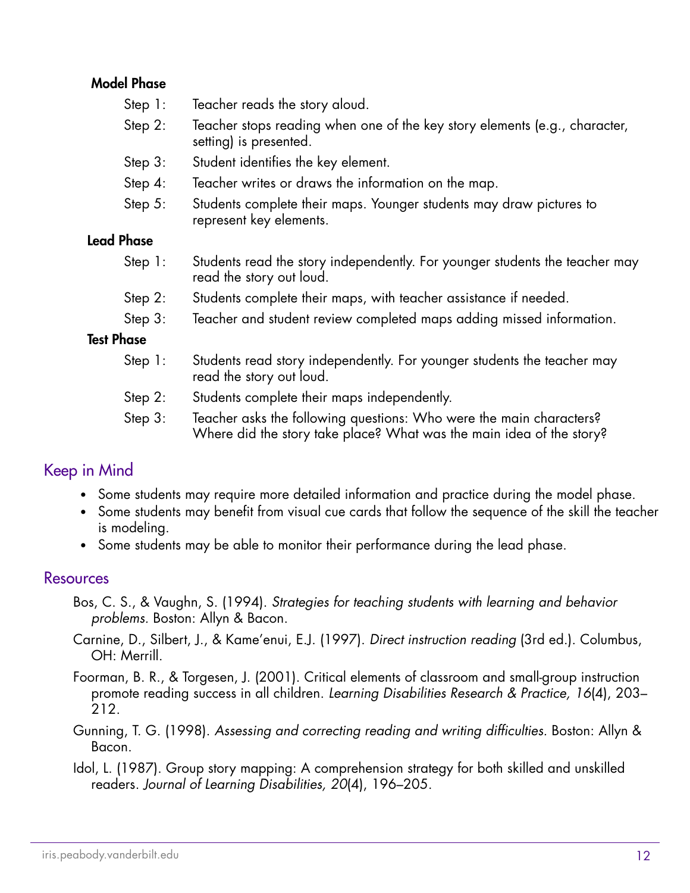**Model Phase**

- Step 1: Teacher reads the story aloud.
- Step 2: Teacher stops reading when one of the key story elements (e.g., character, setting) is presented.
- Step 3: Student identifies the key element.
- Step 4: Teacher writes or draws the information on the map.
- Step 5: Students complete their maps. Younger students may draw pictures to represent key elements.

**Lead Phase**

- Step 1: Students read the story independently. For younger students the teacher may read the story out loud.
- Step 2: Students complete their maps, with teacher assistance if needed.
- Step 3: Teacher and student review completed maps adding missed information.

**Test Phase**

- Step 1: Students read story independently. For younger students the teacher may read the story out loud.
- Step 2: Students complete their maps independently.
- Step 3: Teacher asks the following questions: Who were the main characters? Where did the story take place? What was the main idea of the story?

## Keep in Mind

- Some students may require more detailed information and practice during the model phase.
- Some students may benefit from visual cue cards that follow the sequence of the skill the teacher is modeling.
- Some students may be able to monitor their performance during the lead phase.

## Resources

Bos, C. S., & Vaughn, S. (1994). *Strategies for teaching students with learning and behavior problems.* Boston: Allyn & Bacon.

Carnine, D., Silbert, J., & Kame'enui, E.J. (1997). *Direct instruction reading* (3rd ed.). Columbus, OH: Merrill.

Foorman, B. R., & Torgesen, J. (2001). Critical elements of classroom and small-group instruction promote reading success in all children. *Learning Disabilities Research & Practice, 16*(4), 203–212.

Gunning, T. G. (1998). *Assessing and correcting reading and writing difficulties.* Boston: Allyn & Bacon.

Idol, L. (1987). Group story mapping: A comprehension strategy for both skilled and unskilled readers. *Journal of Learning Disabilities, 20*(4), 196–205.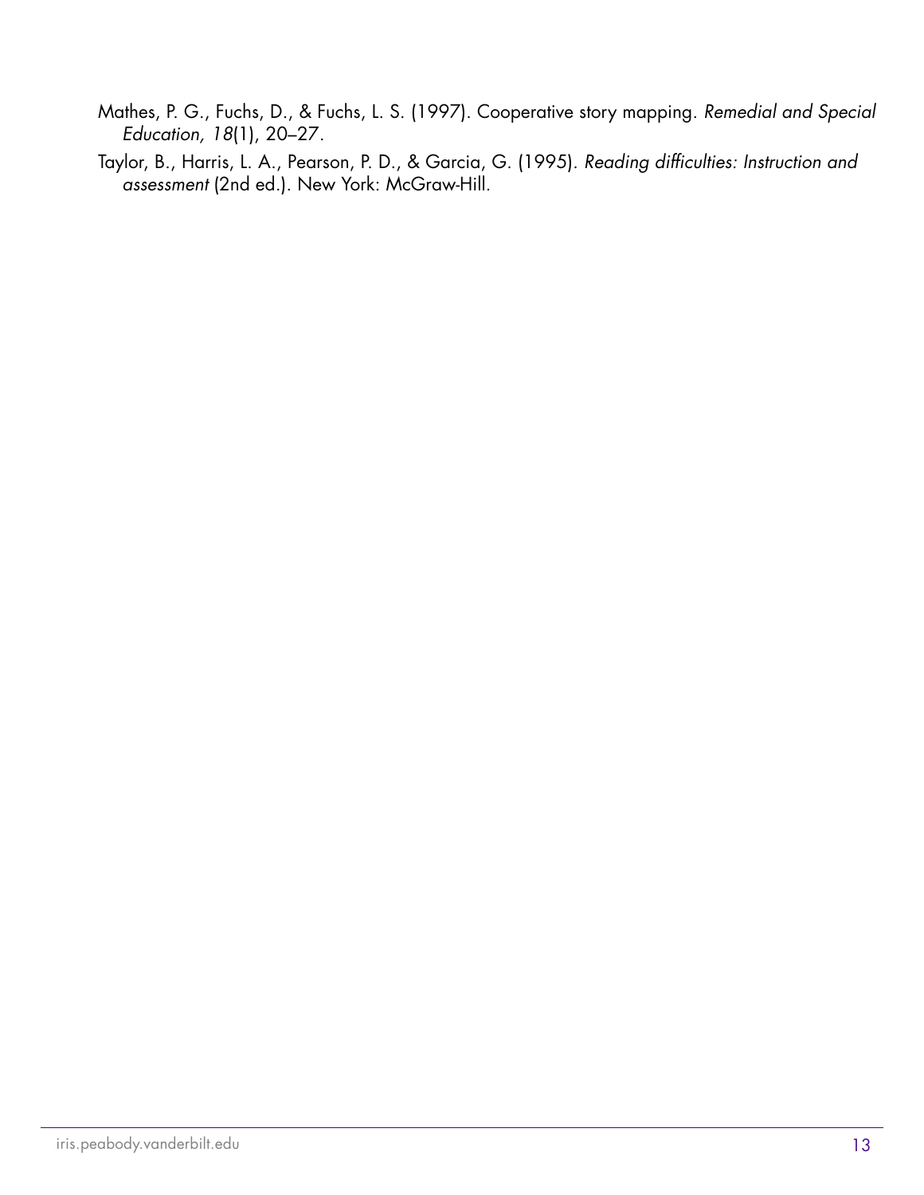Mathes, P. G., Fuchs, D., & Fuchs, L. S. (1997). Cooperative story mapping. *Remedial and Special Education, 18*(1), 20–27.

Taylor, B., Harris, L. A., Pearson, P. D., & Garcia, G. (1995). *Reading difficulties: Instruction and assessment* (2nd ed.). New York: McGraw-Hill.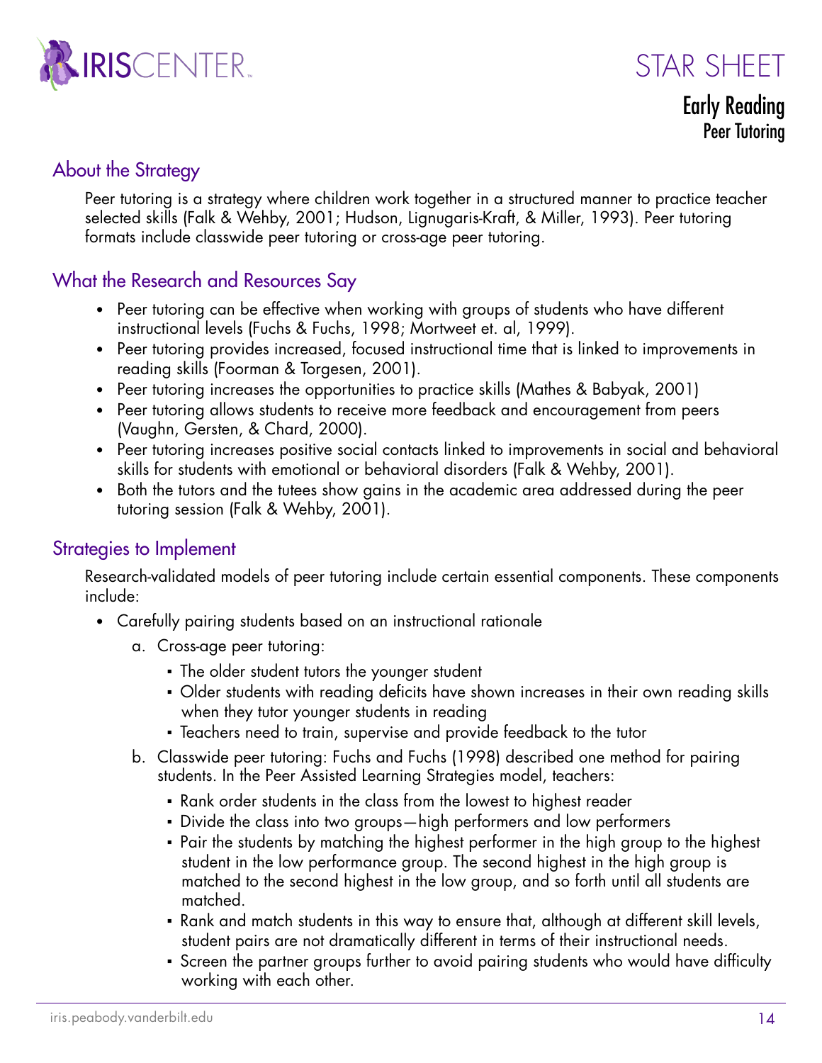# STAR SHEET

## Early Reading

### Peer Tutoring

## About the Strategy

Peer tutoring is a strategy where children work together in a structured manner to practice teacher selected skills (Falk & Wehby, 2001; Hudson, Lignugaris-Kraft, & Miller, 1993). Peer tutoring formats include classwide peer tutoring or cross-age peer tutoring.

## What the Research and Resources Say

- Peer tutoring can be effective when working with groups of students who have different instructional levels (Fuchs & Fuchs, 1998; Mortweet et. al, 1999).
- Peer tutoring provides increased, focused instructional time that is linked to improvements in reading skills (Foorman & Torgesen, 2001).
- Peer tutoring increases the opportunities to practice skills (Mathes & Babyak, 2001)
- Peer tutoring allows students to receive more feedback and encouragement from peers (Vaughn, Gersten, & Chard, 2000).
- Peer tutoring increases positive social contacts linked to improvements in social and behavioral skills for students with emotional or behavioral disorders (Falk & Wehby, 2001).
- Both the tutors and the tutees show gains in the academic area addressed during the peer tutoring session (Falk & Wehby, 2001).

## Strategies to Implement

Research-validated models of peer tutoring include certain essential components. These components include:

- Carefully pairing students based on an instructional rationale
  a. Cross-age peer tutoring:
     - The older student tutors the younger student
     - Older students with reading deficits have shown increases in their own reading skills when they tutor younger students in reading
     - Teachers need to train, supervise and provide feedback to the tutor
  b. Classwide peer tutoring: Fuchs and Fuchs (1998) described one method for pairing students. In the Peer Assisted Learning Strategies model, teachers:
     - Rank order students in the class from the lowest to highest reader
     - Divide the class into two groups—high performers and low performers
     - Pair the students by matching the highest performer in the high group to the highest student in the low performance group. The second highest in the high group is matched to the second highest in the low group, and so forth until all students are matched.
     - Rank and match students in this way to ensure that, although at different skill levels, student pairs are not dramatically different in terms of their instructional needs.
     - Screen the partner groups further to avoid pairing students who would have difficulty working with each other.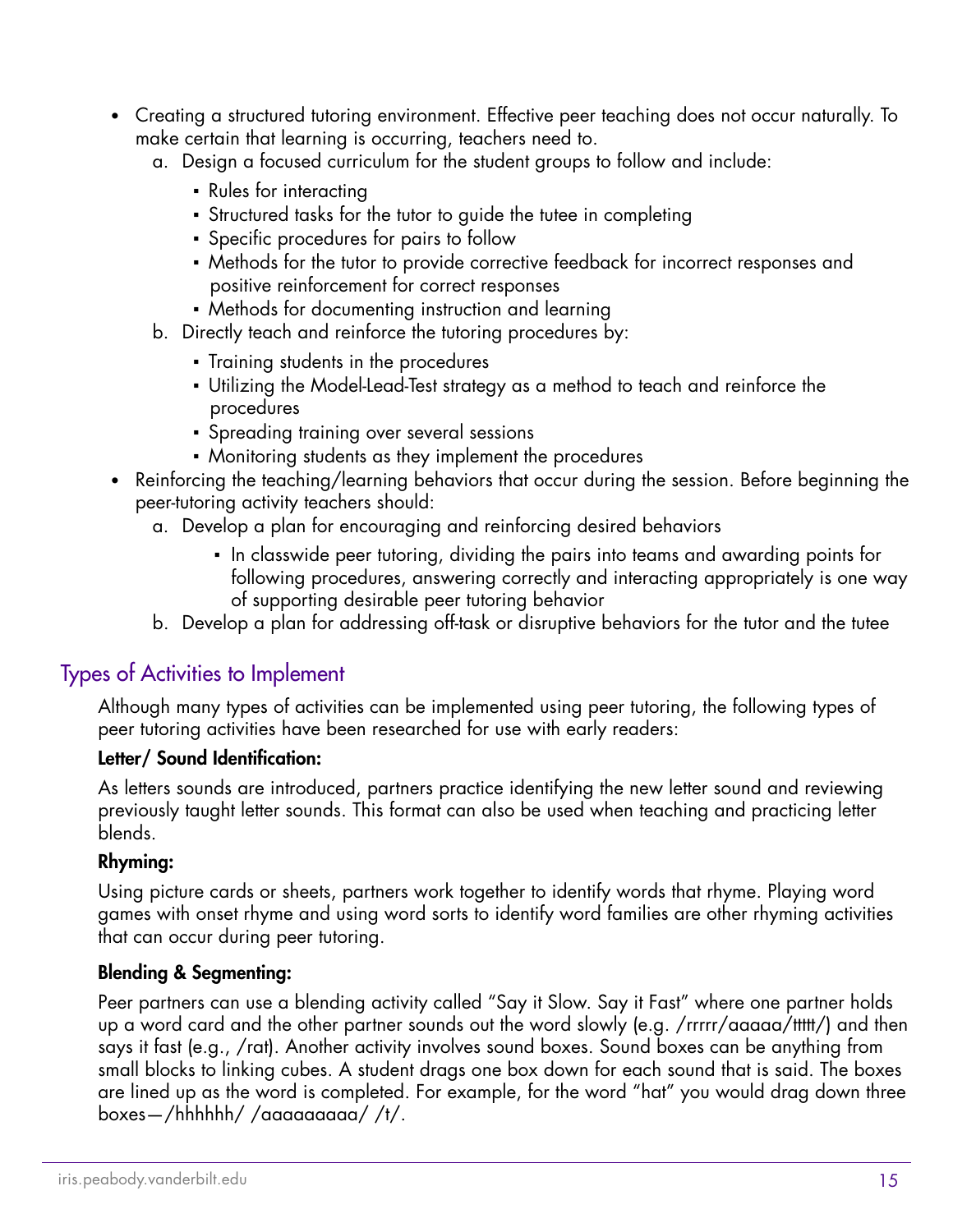- Creating a structured tutoring environment. Effective peer teaching does not occur naturally. To make certain that learning is occurring, teachers need to.
    a. Design a focused curriculum for the student groups to follow and include:
        - Rules for interacting
        - Structured tasks for the tutor to guide the tutee in completing
        - Specific procedures for pairs to follow
        - Methods for the tutor to provide corrective feedback for incorrect responses and positive reinforcement for correct responses
        - Methods for documenting instruction and learning
    b. Directly teach and reinforce the tutoring procedures by:
        - Training students in the procedures
        - Utilizing the Model-Lead-Test strategy as a method to teach and reinforce the procedures
        - Spreading training over several sessions
        - Monitoring students as they implement the procedures
- Reinforcing the teaching/learning behaviors that occur during the session. Before beginning the peer-tutoring activity teachers should:
    a. Develop a plan for encouraging and reinforcing desired behaviors
        - In classwide peer tutoring, dividing the pairs into teams and awarding points for following procedures, answering correctly and interacting appropriately is one way of supporting desirable peer tutoring behavior
    b. Develop a plan for addressing off-task or disruptive behaviors for the tutor and the tutee

## Types of Activities to Implement

Although many types of activities can be implemented using peer tutoring, the following types of peer tutoring activities have been researched for use with early readers:

**Letter/ Sound Identification:**

As letters sounds are introduced, partners practice identifying the new letter sound and reviewing previously taught letter sounds. This format can also be used when teaching and practicing letter blends.

**Rhyming:**

Using picture cards or sheets, partners work together to identify words that rhyme. Playing word games with onset rhyme and using word sorts to identify word families are other rhyming activities that can occur during peer tutoring.

**Blending & Segmenting:**

Peer partners can use a blending activity called "Say it Slow. Say it Fast" where one partner holds up a word card and the other partner sounds out the word slowly (e.g. /rrrrr/aaaaa/ttttt/) and then says it fast (e.g., /rat). Another activity involves sound boxes. Sound boxes can be anything from small blocks to linking cubes. A student drags one box down for each sound that is said. The boxes are lined up as the word is completed. For example, for the word "hat" you would drag down three boxes—/hhhhhh/ /aaaaaaaaa/ /t/.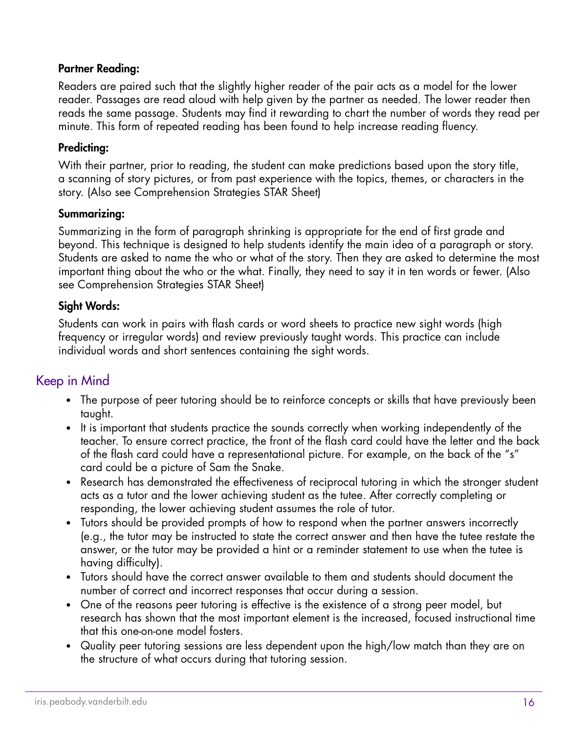**Partner Reading:**

Readers are paired such that the slightly higher reader of the pair acts as a model for the lower reader. Passages are read aloud with help given by the partner as needed. The lower reader then reads the same passage. Students may find it rewarding to chart the number of words they read per minute. This form of repeated reading has been found to help increase reading fluency.

**Predicting:**

With their partner, prior to reading, the student can make predictions based upon the story title, a scanning of story pictures, or from past experience with the topics, themes, or characters in the story. (Also see Comprehension Strategies STAR Sheet)

**Summarizing:**

Summarizing in the form of paragraph shrinking is appropriate for the end of first grade and beyond. This technique is designed to help students identify the main idea of a paragraph or story. Students are asked to name the who or what of the story. Then they are asked to determine the most important thing about the who or the what. Finally, they need to say it in ten words or fewer. (Also see Comprehension Strategies STAR Sheet)

**Sight Words:**

Students can work in pairs with flash cards or word sheets to practice new sight words (high frequency or irregular words) and review previously taught words. This practice can include individual words and short sentences containing the sight words.

## Keep in Mind

- The purpose of peer tutoring should be to reinforce concepts or skills that have previously been taught.
- It is important that students practice the sounds correctly when working independently of the teacher. To ensure correct practice, the front of the flash card could have the letter and the back of the flash card could have a representational picture. For example, on the back of the "s" card could be a picture of Sam the Snake.
- Research has demonstrated the effectiveness of reciprocal tutoring in which the stronger student acts as a tutor and the lower achieving student as the tutee. After correctly completing or responding, the lower achieving student assumes the role of tutor.
- Tutors should be provided prompts of how to respond when the partner answers incorrectly (e.g., the tutor may be instructed to state the correct answer and then have the tutee restate the answer, or the tutor may be provided a hint or a reminder statement to use when the tutee is having difficulty).
- Tutors should have the correct answer available to them and students should document the number of correct and incorrect responses that occur during a session.
- One of the reasons peer tutoring is effective is the existence of a strong peer model, but research has shown that the most important element is the increased, focused instructional time that this one-on-one model fosters.
- Quality peer tutoring sessions are less dependent upon the high/low match than they are on the structure of what occurs during that tutoring session.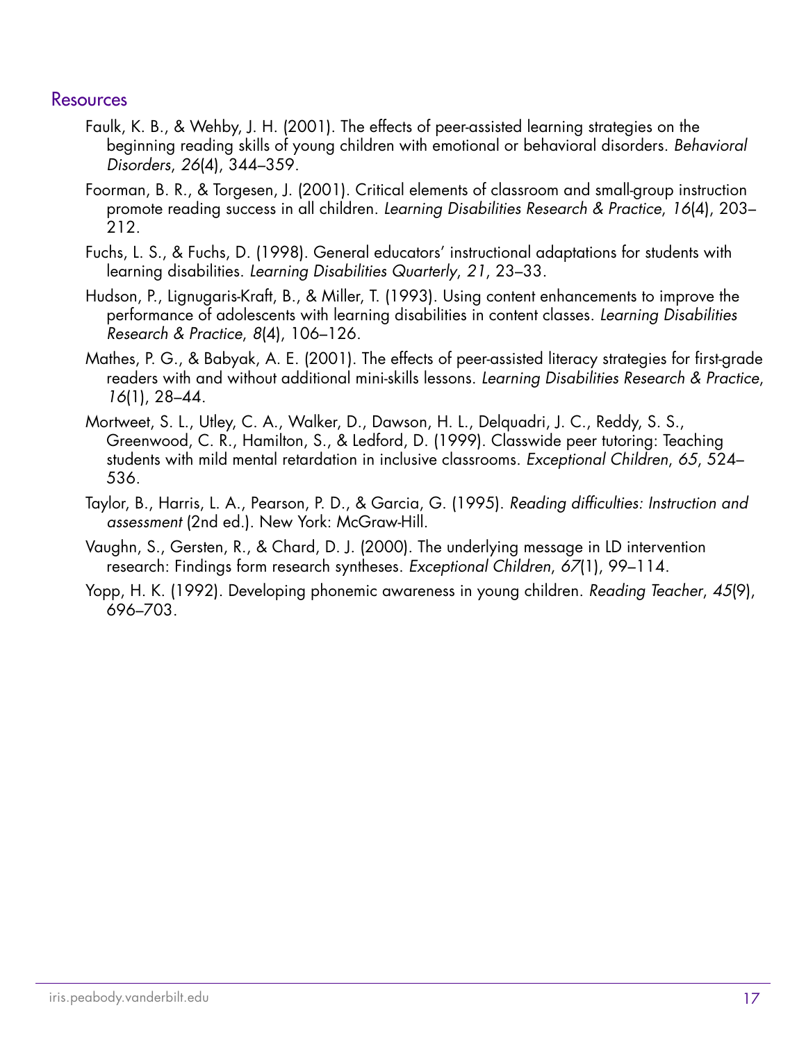## Resources

Faulk, K. B., & Wehby, J. H. (2001). The effects of peer-assisted learning strategies on the beginning reading skills of young children with emotional or behavioral disorders. *Behavioral Disorders*, *26*(4), 344–359.

Foorman, B. R., & Torgesen, J. (2001). Critical elements of classroom and small-group instruction promote reading success in all children. *Learning Disabilities Research & Practice*, *16*(4), 203–212.

Fuchs, L. S., & Fuchs, D. (1998). General educators' instructional adaptations for students with learning disabilities. *Learning Disabilities Quarterly*, *21*, 23–33.

Hudson, P., Lignugaris-Kraft, B., & Miller, T. (1993). Using content enhancements to improve the performance of adolescents with learning disabilities in content classes. *Learning Disabilities Research & Practice*, *8*(4), 106–126.

Mathes, P. G., & Babyak, A. E. (2001). The effects of peer-assisted literacy strategies for first-grade readers with and without additional mini-skills lessons. *Learning Disabilities Research & Practice*, *16*(1), 28–44.

Mortweet, S. L., Utley, C. A., Walker, D., Dawson, H. L., Delquadri, J. C., Reddy, S. S., Greenwood, C. R., Hamilton, S., & Ledford, D. (1999). Classwide peer tutoring: Teaching students with mild mental retardation in inclusive classrooms. *Exceptional Children*, *65*, 524–536.

Taylor, B., Harris, L. A., Pearson, P. D., & Garcia, G. (1995). *Reading difficulties: Instruction and assessment* (2nd ed.). New York: McGraw-Hill.

Vaughn, S., Gersten, R., & Chard, D. J. (2000). The underlying message in LD intervention research: Findings form research syntheses. *Exceptional Children*, *67*(1), 99–114.

Yopp, H. K. (1992). Developing phonemic awareness in young children. *Reading Teacher*, *45*(9), 696–703.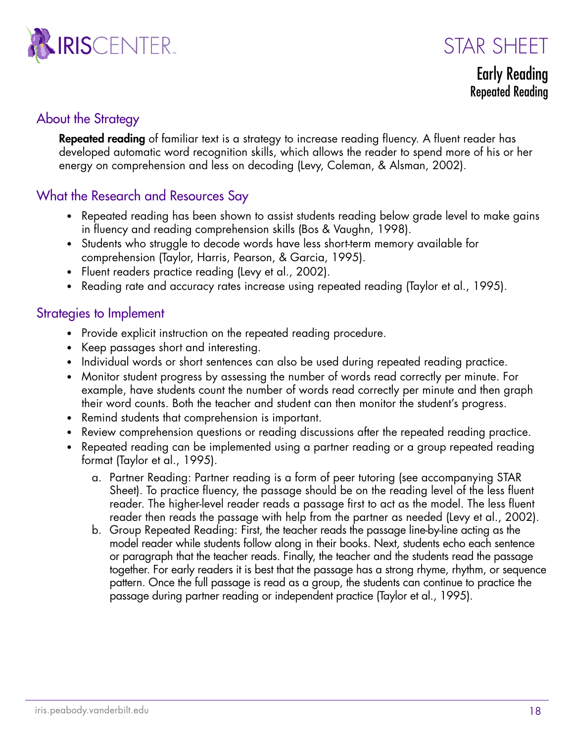# STAR SHEET

## Early Reading
### Repeated Reading

## About the Strategy

**Repeated reading** of familiar text is a strategy to increase reading fluency. A fluent reader has developed automatic word recognition skills, which allows the reader to spend more of his or her energy on comprehension and less on decoding (Levy, Coleman, & Alsman, 2002).

## What the Research and Resources Say

- Repeated reading has been shown to assist students reading below grade level to make gains in fluency and reading comprehension skills (Bos & Vaughn, 1998).
- Students who struggle to decode words have less short-term memory available for comprehension (Taylor, Harris, Pearson, & Garcia, 1995).
- Fluent readers practice reading (Levy et al., 2002).
- Reading rate and accuracy rates increase using repeated reading (Taylor et al., 1995).

## Strategies to Implement

- Provide explicit instruction on the repeated reading procedure.
- Keep passages short and interesting.
- Individual words or short sentences can also be used during repeated reading practice.
- Monitor student progress by assessing the number of words read correctly per minute. For example, have students count the number of words read correctly per minute and then graph their word counts. Both the teacher and student can then monitor the student's progress.
- Remind students that comprehension is important.
- Review comprehension questions or reading discussions after the repeated reading practice.
- Repeated reading can be implemented using a partner reading or a group repeated reading format (Taylor et al., 1995).
  a. Partner Reading: Partner reading is a form of peer tutoring (see accompanying STAR Sheet). To practice fluency, the passage should be on the reading level of the less fluent reader. The higher-level reader reads a passage first to act as the model. The less fluent reader then reads the passage with help from the partner as needed (Levy et al., 2002).
  b. Group Repeated Reading: First, the teacher reads the passage line-by-line acting as the model reader while students follow along in their books. Next, students echo each sentence or paragraph that the teacher reads. Finally, the teacher and the students read the passage together. For early readers it is best that the passage has a strong rhyme, rhythm, or sequence pattern. Once the full passage is read as a group, the students can continue to practice the passage during partner reading or independent practice (Taylor et al., 1995).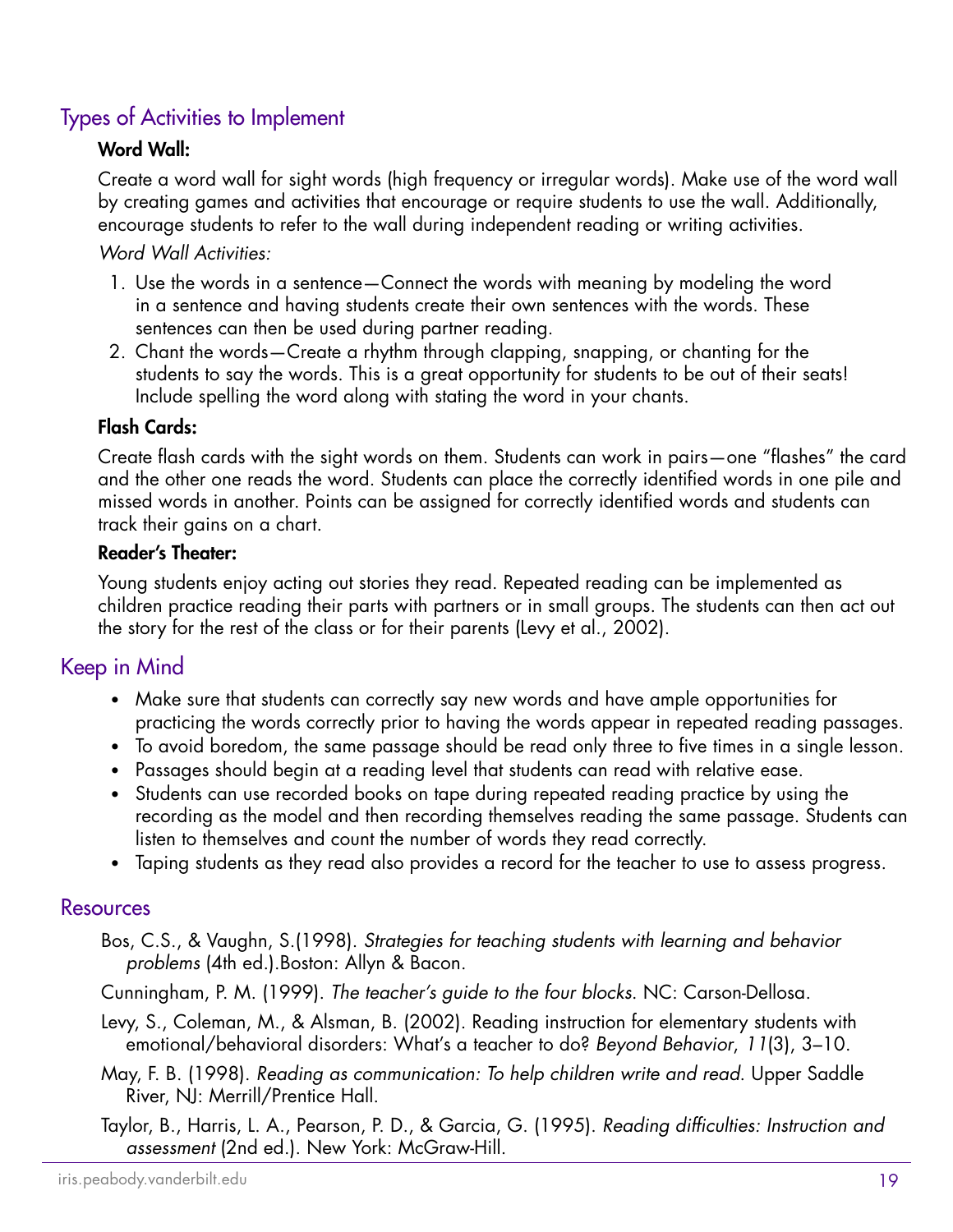## Types of Activities to Implement

### Word Wall:

Create a word wall for sight words (high frequency or irregular words). Make use of the word wall by creating games and activities that encourage or require students to use the wall. Additionally, encourage students to refer to the wall during independent reading or writing activities.

*Word Wall Activities:*

1. Use the words in a sentence—Connect the words with meaning by modeling the word in a sentence and having students create their own sentences with the words. These sentences can then be used during partner reading.
2. Chant the words—Create a rhythm through clapping, snapping, or chanting for the students to say the words. This is a great opportunity for students to be out of their seats! Include spelling the word along with stating the word in your chants.

### Flash Cards:

Create flash cards with the sight words on them. Students can work in pairs—one "flashes" the card and the other one reads the word. Students can place the correctly identified words in one pile and missed words in another. Points can be assigned for correctly identified words and students can track their gains on a chart.

### Reader's Theater:

Young students enjoy acting out stories they read. Repeated reading can be implemented as children practice reading their parts with partners or in small groups. The students can then act out the story for the rest of the class or for their parents (Levy et al., 2002).

## Keep in Mind

- Make sure that students can correctly say new words and have ample opportunities for practicing the words correctly prior to having the words appear in repeated reading passages.
- To avoid boredom, the same passage should be read only three to five times in a single lesson.
- Passages should begin at a reading level that students can read with relative ease.
- Students can use recorded books on tape during repeated reading practice by using the recording as the model and then recording themselves reading the same passage. Students can listen to themselves and count the number of words they read correctly.
- Taping students as they read also provides a record for the teacher to use to assess progress.

## Resources

Bos, C.S., & Vaughn, S.(1998). *Strategies for teaching students with learning and behavior problems* (4th ed.).Boston: Allyn & Bacon.

Cunningham, P. M. (1999). *The teacher's guide to the four blocks*. NC: Carson-Dellosa.

Levy, S., Coleman, M., & Alsman, B. (2002). Reading instruction for elementary students with emotional/behavioral disorders: What's a teacher to do? *Beyond Behavior, 11*(3), 3–10.

May, F. B. (1998). *Reading as communication: To help children write and read*. Upper Saddle River, NJ: Merrill/Prentice Hall.

Taylor, B., Harris, L. A., Pearson, P. D., & Garcia, G. (1995). *Reading difficulties: Instruction and assessment* (2nd ed.). New York: McGraw-Hill.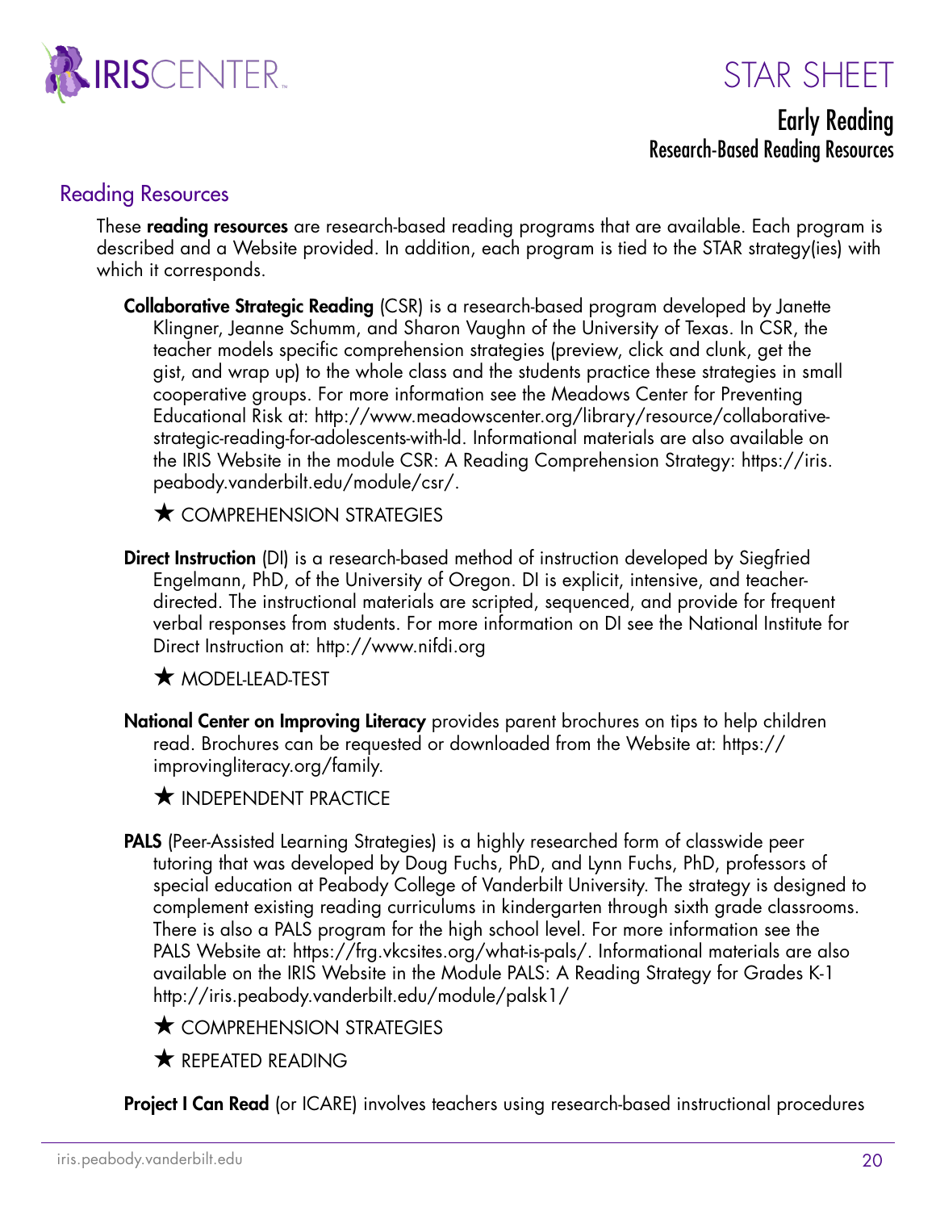# STAR SHEET

## Early Reading

### Research-Based Reading Resources

## Reading Resources

These **reading resources** are research-based reading programs that are available. Each program is described and a Website provided. In addition, each program is tied to the STAR strategy(ies) with which it corresponds.

**Collaborative Strategic Reading** (CSR) is a research-based program developed by Janette Klingner, Jeanne Schumm, and Sharon Vaughn of the University of Texas. In CSR, the teacher models specific comprehension strategies (preview, click and clunk, get the gist, and wrap up) to the whole class and the students practice these strategies in small cooperative groups. For more information see the Meadows Center for Preventing Educational Risk at: http://www.meadowscenter.org/library/resource/collaborative-strategic-reading-for-adolescents-with-ld. Informational materials are also available on the IRIS Website in the module CSR: A Reading Comprehension Strategy: https://iris.peabody.vanderbilt.edu/module/csr/.

★ COMPREHENSION STRATEGIES

**Direct Instruction** (DI) is a research-based method of instruction developed by Siegfried Engelmann, PhD, of the University of Oregon. DI is explicit, intensive, and teacher-directed. The instructional materials are scripted, sequenced, and provide for frequent verbal responses from students. For more information on DI see the National Institute for Direct Instruction at: http://www.nifdi.org

★ MODEL-LEAD-TEST

**National Center on Improving Literacy** provides parent brochures on tips to help children read. Brochures can be requested or downloaded from the Website at: https://improvingliteracy.org/family.

★ INDEPENDENT PRACTICE

**PALS** (Peer-Assisted Learning Strategies) is a highly researched form of classwide peer tutoring that was developed by Doug Fuchs, PhD, and Lynn Fuchs, PhD, professors of special education at Peabody College of Vanderbilt University. The strategy is designed to complement existing reading curriculums in kindergarten through sixth grade classrooms. There is also a PALS program for the high school level. For more information see the PALS Website at: https://frg.vkcsites.org/what-is-pals/. Informational materials are also available on the IRIS Website in the Module PALS: A Reading Strategy for Grades K-1 http://iris.peabody.vanderbilt.edu/module/palsk1/

★ COMPREHENSION STRATEGIES

★ REPEATED READING

**Project I Can Read** (or ICARE) involves teachers using research-based instructional procedures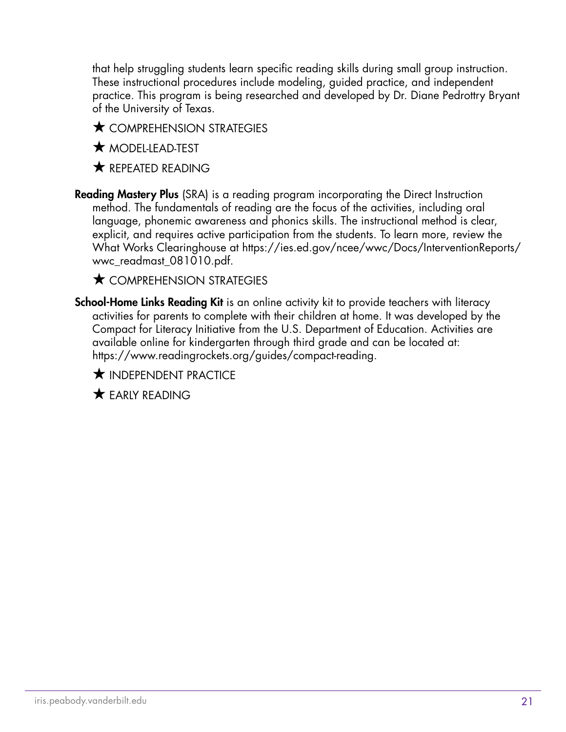that help struggling students learn specific reading skills during small group instruction. These instructional procedures include modeling, guided practice, and independent practice. This program is being researched and developed by Dr. Diane Pedrottry Bryant of the University of Texas.

★ COMPREHENSION STRATEGIES

★ MODEL-LEAD-TEST

★ REPEATED READING

**Reading Mastery Plus** (SRA) is a reading program incorporating the Direct Instruction method. The fundamentals of reading are the focus of the activities, including oral language, phonemic awareness and phonics skills. The instructional method is clear, explicit, and requires active participation from the students. To learn more, review the What Works Clearinghouse at https://ies.ed.gov/ncee/wwc/Docs/InterventionReports/wwc_readmast_081010.pdf.

★ COMPREHENSION STRATEGIES

**School-Home Links Reading Kit** is an online activity kit to provide teachers with literacy activities for parents to complete with their children at home. It was developed by the Compact for Literacy Initiative from the U.S. Department of Education. Activities are available online for kindergarten through third grade and can be located at: https://www.readingrockets.org/guides/compact-reading.

★ INDEPENDENT PRACTICE

★ EARLY READING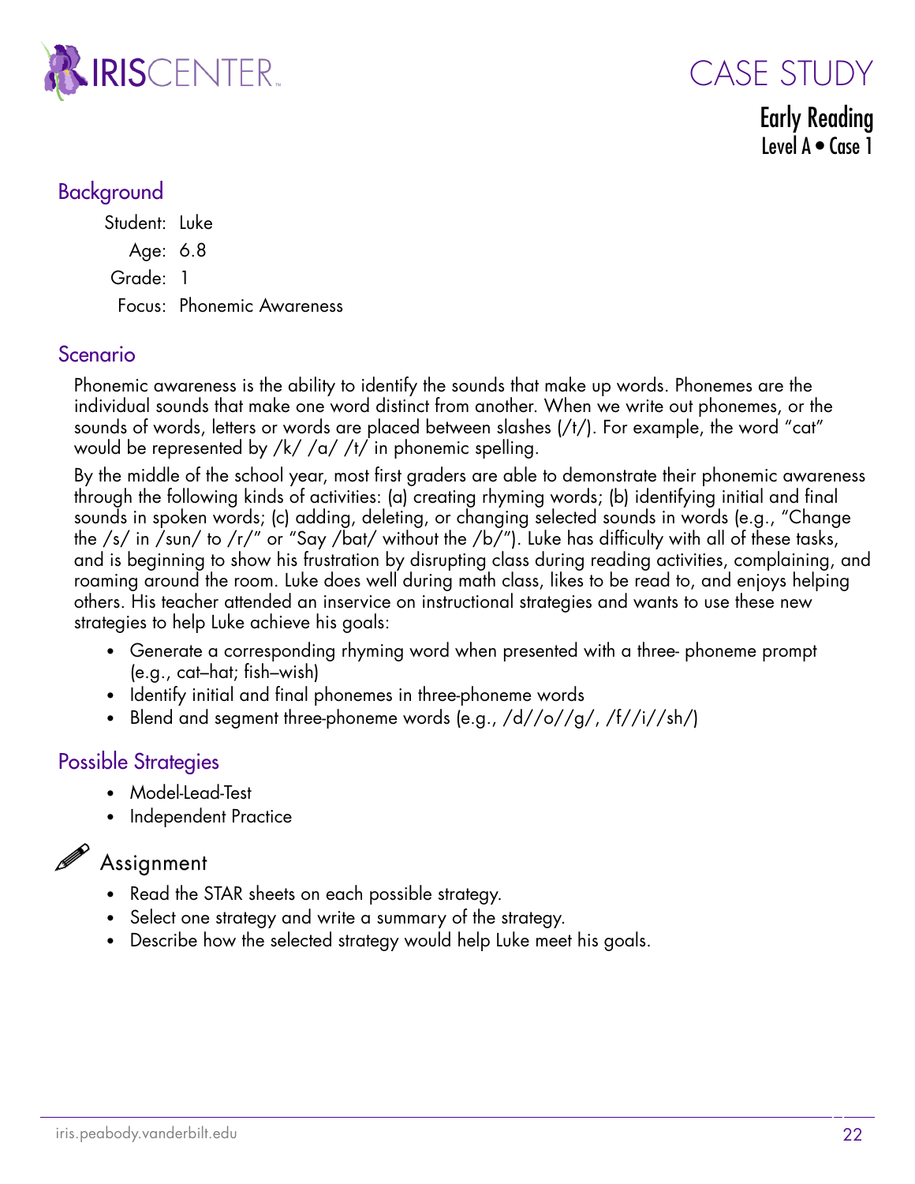# CASE STUDY

## Early Reading

Level A • Case 1

## Background

Student: Luke

Age: 6.8

Grade: 1

Focus: Phonemic Awareness

## Scenario

Phonemic awareness is the ability to identify the sounds that make up words. Phonemes are the individual sounds that make one word distinct from another. When we write out phonemes, or the sounds of words, letters or words are placed between slashes (/t/). For example, the word "cat" would be represented by /k/ /a/ /t/ in phonemic spelling.

By the middle of the school year, most first graders are able to demonstrate their phonemic awareness through the following kinds of activities: (a) creating rhyming words; (b) identifying initial and final sounds in spoken words; (c) adding, deleting, or changing selected sounds in words (e.g., "Change the /s/ in /sun/ to /r/" or "Say /bat/ without the /b/"). Luke has difficulty with all of these tasks, and is beginning to show his frustration by disrupting class during reading activities, complaining, and roaming around the room. Luke does well during math class, likes to be read to, and enjoys helping others. His teacher attended an inservice on instructional strategies and wants to use these new strategies to help Luke achieve his goals:

- Generate a corresponding rhyming word when presented with a three- phoneme prompt (e.g., cat–hat; fish–wish)
- Identify initial and final phonemes in three-phoneme words
- Blend and segment three-phoneme words (e.g., /d//o//g/, /f//i//sh/)

## Possible Strategies

- Model-Lead-Test
- Independent Practice

## Assignment

- Read the STAR sheets on each possible strategy.
- Select one strategy and write a summary of the strategy.
- Describe how the selected strategy would help Luke meet his goals.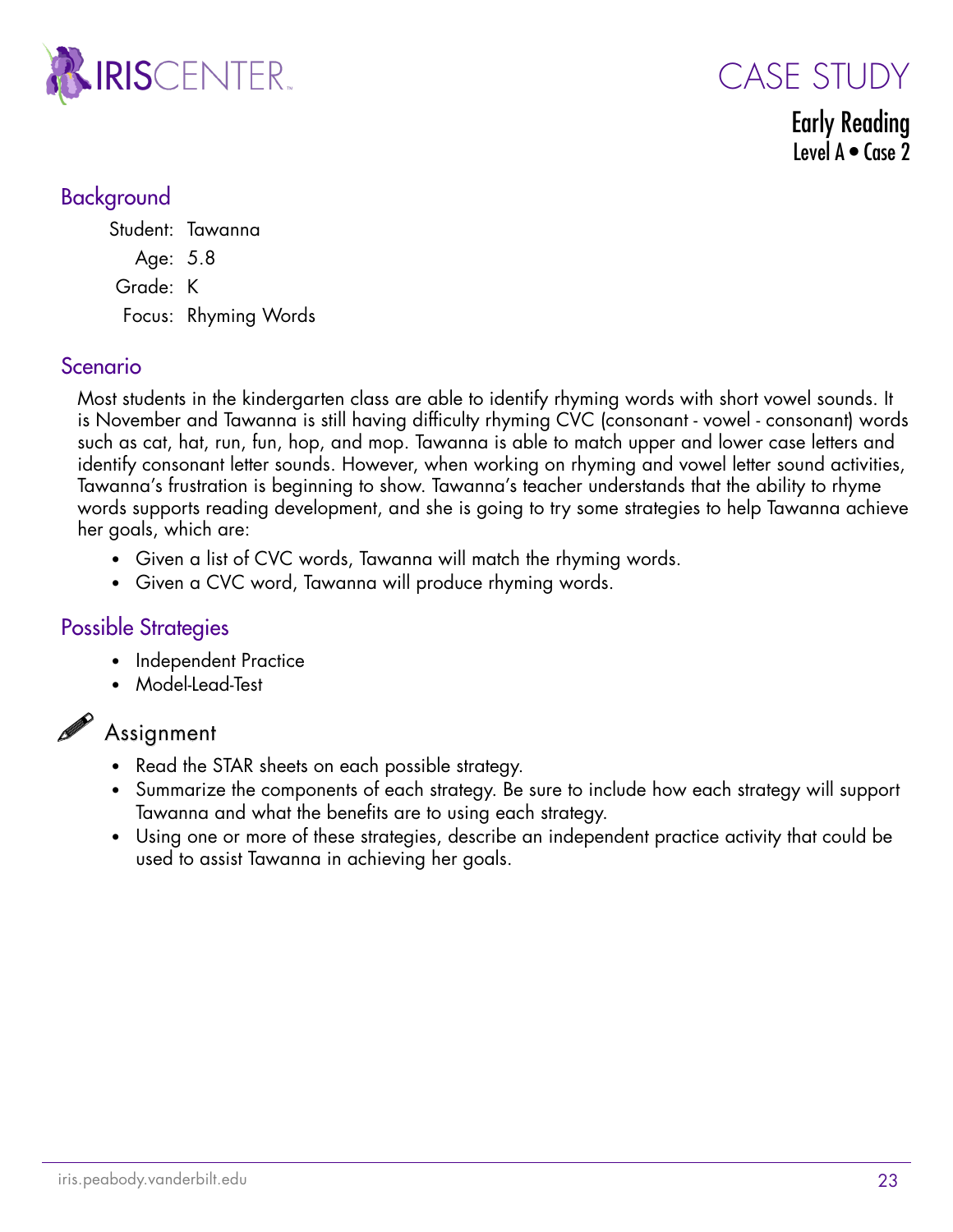# CASE STUDY

## Early Reading
Level A • Case 2

## Background

Student: Tawanna

Age: 5.8

Grade: K

Focus: Rhyming Words

## Scenario

Most students in the kindergarten class are able to identify rhyming words with short vowel sounds. It is November and Tawanna is still having difficulty rhyming CVC (consonant - vowel - consonant) words such as cat, hat, run, fun, hop, and mop. Tawanna is able to match upper and lower case letters and identify consonant letter sounds. However, when working on rhyming and vowel letter sound activities, Tawanna's frustration is beginning to show. Tawanna's teacher understands that the ability to rhyme words supports reading development, and she is going to try some strategies to help Tawanna achieve her goals, which are:

- Given a list of CVC words, Tawanna will match the rhyming words.
- Given a CVC word, Tawanna will produce rhyming words.

## Possible Strategies

- Independent Practice
- Model-Lead-Test

## Assignment

- Read the STAR sheets on each possible strategy.
- Summarize the components of each strategy. Be sure to include how each strategy will support Tawanna and what the benefits are to using each strategy.
- Using one or more of these strategies, describe an independent practice activity that could be used to assist Tawanna in achieving her goals.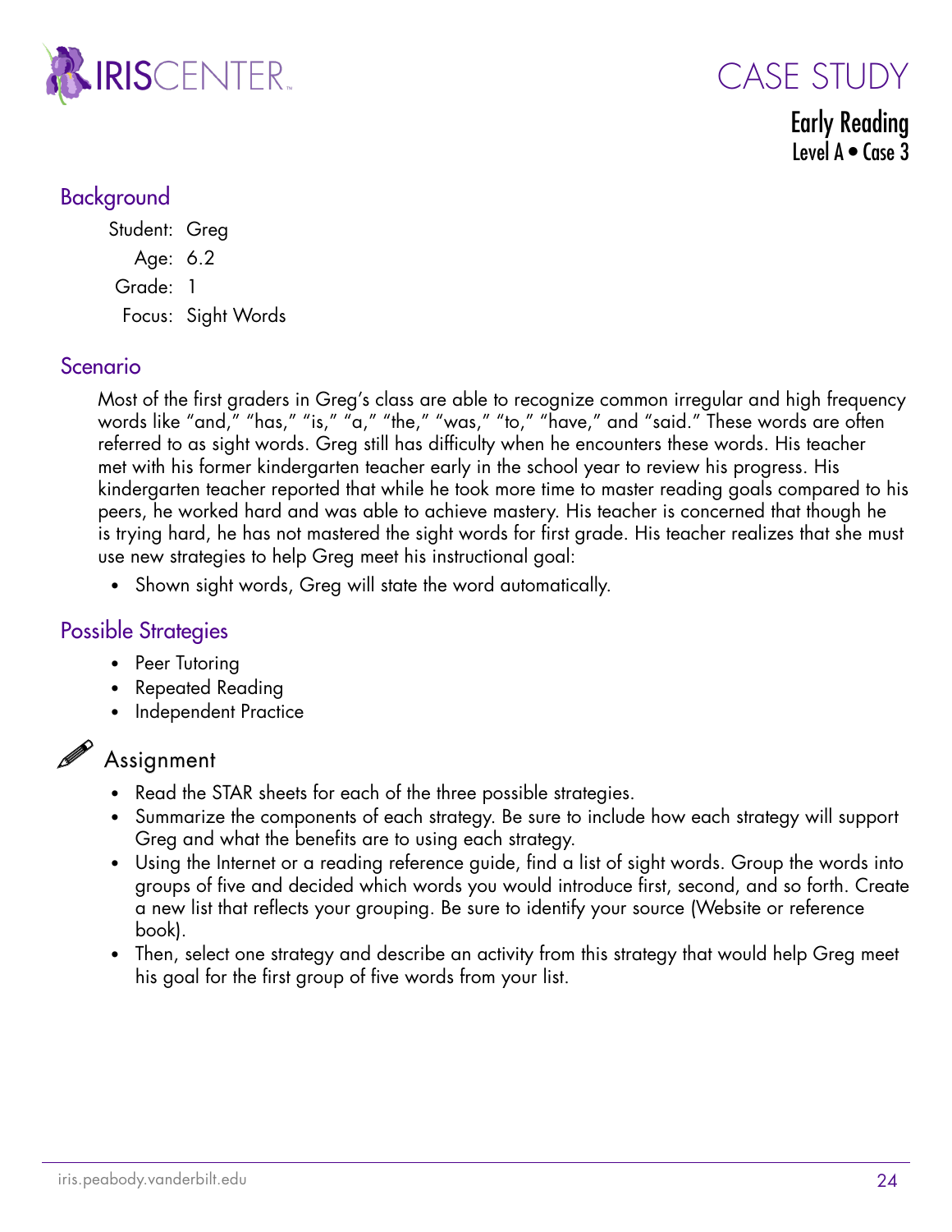# CASE STUDY

## Early Reading
Level A • Case 3

## Background

Student: Greg
Age: 6.2
Grade: 1
Focus: Sight Words

## Scenario

Most of the first graders in Greg's class are able to recognize common irregular and high frequency words like "and," "has," "is," "a," "the," "was," "to," "have," and "said." These words are often referred to as sight words. Greg still has difficulty when he encounters these words. His teacher met with his former kindergarten teacher early in the school year to review his progress. His kindergarten teacher reported that while he took more time to master reading goals compared to his peers, he worked hard and was able to achieve mastery. His teacher is concerned that though he is trying hard, he has not mastered the sight words for first grade. His teacher realizes that she must use new strategies to help Greg meet his instructional goal:

- Shown sight words, Greg will state the word automatically.

## Possible Strategies

- Peer Tutoring
- Repeated Reading
- Independent Practice

## Assignment

- Read the STAR sheets for each of the three possible strategies.
- Summarize the components of each strategy. Be sure to include how each strategy will support Greg and what the benefits are to using each strategy.
- Using the Internet or a reading reference guide, find a list of sight words. Group the words into groups of five and decided which words you would introduce first, second, and so forth. Create a new list that reflects your grouping. Be sure to identify your source (Website or reference book).
- Then, select one strategy and describe an activity from this strategy that would help Greg meet his goal for the first group of five words from your list.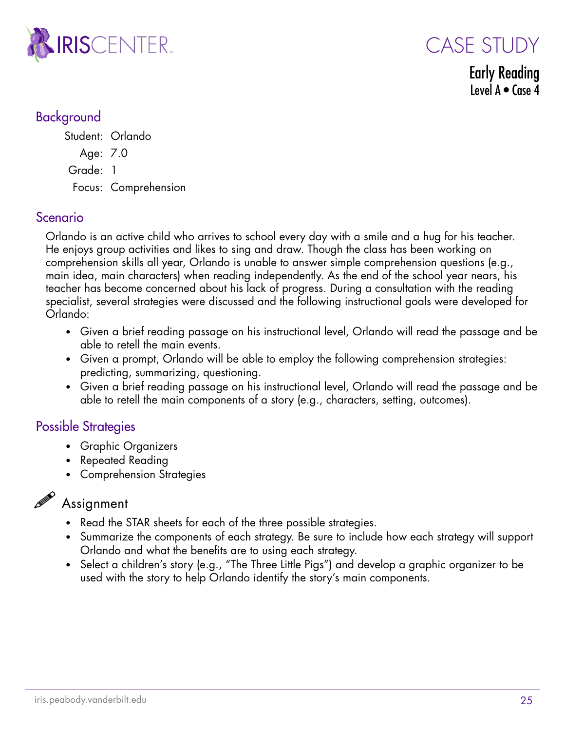# CASE STUDY

## Early Reading
Level A • Case 4

## Background

Student: Orlando
Age: 7.0
Grade: 1
Focus: Comprehension

## Scenario

Orlando is an active child who arrives to school every day with a smile and a hug for his teacher. He enjoys group activities and likes to sing and draw. Though the class has been working on comprehension skills all year, Orlando is unable to answer simple comprehension questions (e.g., main idea, main characters) when reading independently. As the end of the school year nears, his teacher has become concerned about his lack of progress. During a consultation with the reading specialist, several strategies were discussed and the following instructional goals were developed for Orlando:

- Given a brief reading passage on his instructional level, Orlando will read the passage and be able to retell the main events.
- Given a prompt, Orlando will be able to employ the following comprehension strategies: predicting, summarizing, questioning.
- Given a brief reading passage on his instructional level, Orlando will read the passage and be able to retell the main components of a story (e.g., characters, setting, outcomes).

## Possible Strategies

- Graphic Organizers
- Repeated Reading
- Comprehension Strategies

## Assignment

- Read the STAR sheets for each of the three possible strategies.
- Summarize the components of each strategy. Be sure to include how each strategy will support Orlando and what the benefits are to using each strategy.
- Select a children's story (e.g., "The Three Little Pigs") and develop a graphic organizer to be used with the story to help Orlando identify the story's main components.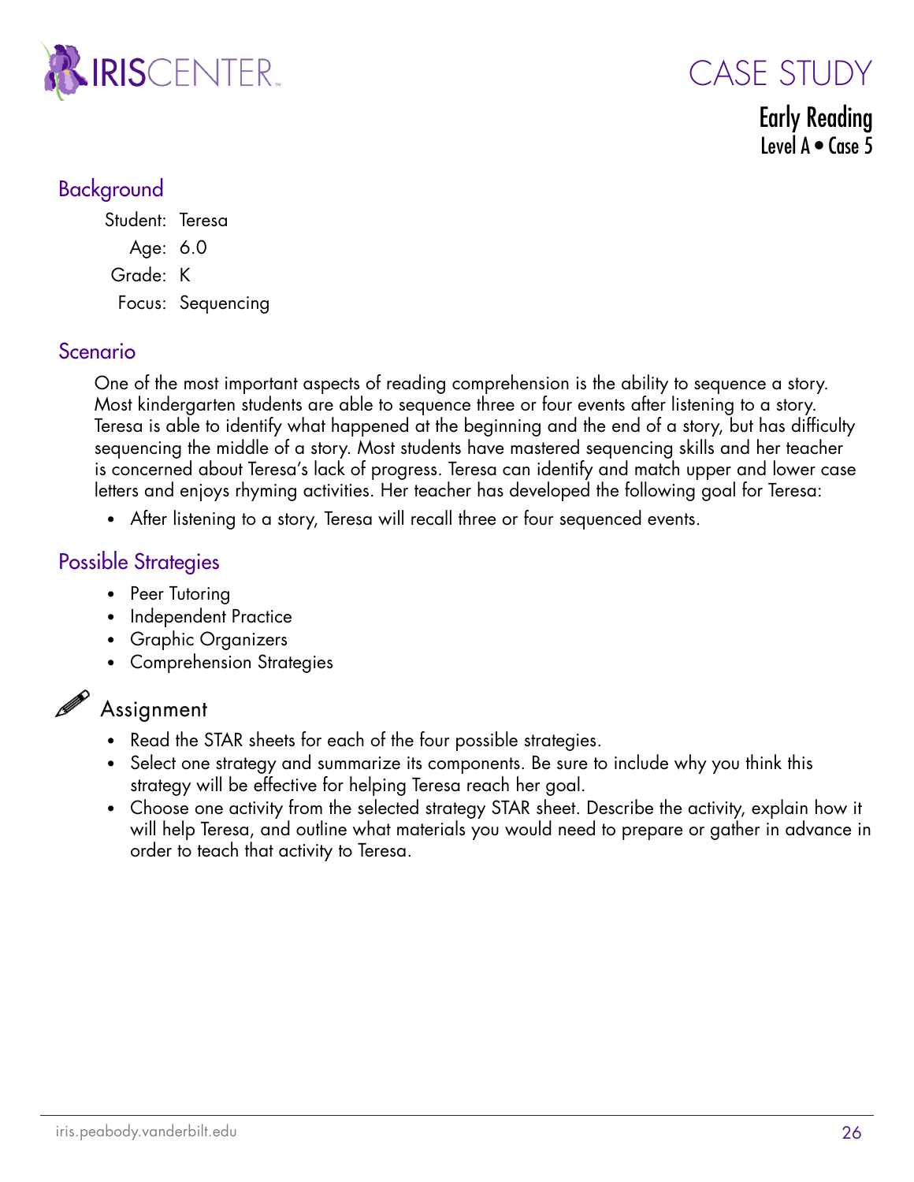# CASE STUDY

## Early Reading
Level A • Case 5

## Background

Student: Teresa
Age: 6.0
Grade: K
Focus: Sequencing

## Scenario

One of the most important aspects of reading comprehension is the ability to sequence a story. Most kindergarten students are able to sequence three or four events after listening to a story. Teresa is able to identify what happened at the beginning and the end of a story, but has difficulty sequencing the middle of a story. Most students have mastered sequencing skills and her teacher is concerned about Teresa's lack of progress. Teresa can identify and match upper and lower case letters and enjoys rhyming activities. Her teacher has developed the following goal for Teresa:

- After listening to a story, Teresa will recall three or four sequenced events.

## Possible Strategies

- Peer Tutoring
- Independent Practice
- Graphic Organizers
- Comprehension Strategies

## Assignment

- Read the STAR sheets for each of the four possible strategies.
- Select one strategy and summarize its components. Be sure to include why you think this strategy will be effective for helping Teresa reach her goal.
- Choose one activity from the selected strategy STAR sheet. Describe the activity, explain how it will help Teresa, and outline what materials you would need to prepare or gather in advance in order to teach that activity to Teresa.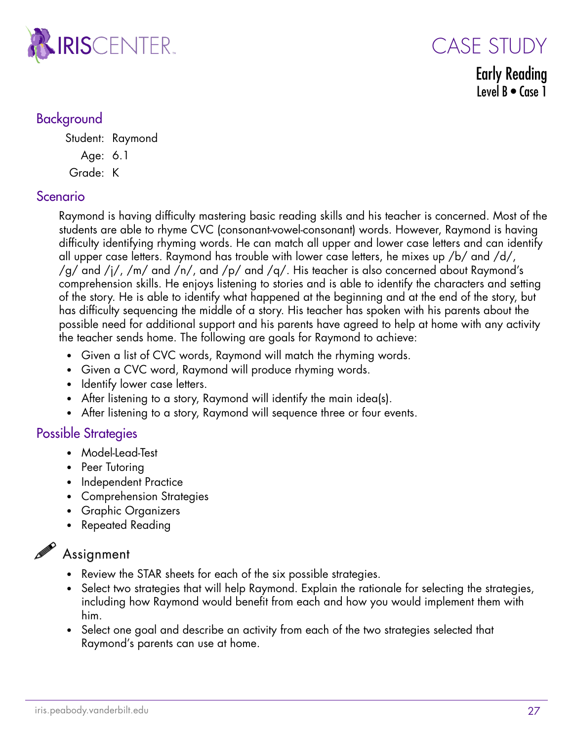# CASE STUDY

## Early Reading

Level B • Case 1

## Background

Student: Raymond

Age: 6.1

Grade: K

## Scenario

Raymond is having difficulty mastering basic reading skills and his teacher is concerned. Most of the students are able to rhyme CVC (consonant-vowel-consonant) words. However, Raymond is having difficulty identifying rhyming words. He can match all upper and lower case letters and can identify all upper case letters. Raymond has trouble with lower case letters, he mixes up /b/ and /d/, /g/ and /j/, /m/ and /n/, and /p/ and /q/. His teacher is also concerned about Raymond's comprehension skills. He enjoys listening to stories and is able to identify the characters and setting of the story. He is able to identify what happened at the beginning and at the end of the story, but has difficulty sequencing the middle of a story. His teacher has spoken with his parents about the possible need for additional support and his parents have agreed to help at home with any activity the teacher sends home. The following are goals for Raymond to achieve:

- Given a list of CVC words, Raymond will match the rhyming words.
- Given a CVC word, Raymond will produce rhyming words.
- Identify lower case letters.
- After listening to a story, Raymond will identify the main idea(s).
- After listening to a story, Raymond will sequence three or four events.

## Possible Strategies

- Model-Lead-Test
- Peer Tutoring
- Independent Practice
- Comprehension Strategies
- Graphic Organizers
- Repeated Reading

## Assignment

- Review the STAR sheets for each of the six possible strategies.
- Select two strategies that will help Raymond. Explain the rationale for selecting the strategies, including how Raymond would benefit from each and how you would implement them with him.
- Select one goal and describe an activity from each of the two strategies selected that Raymond's parents can use at home.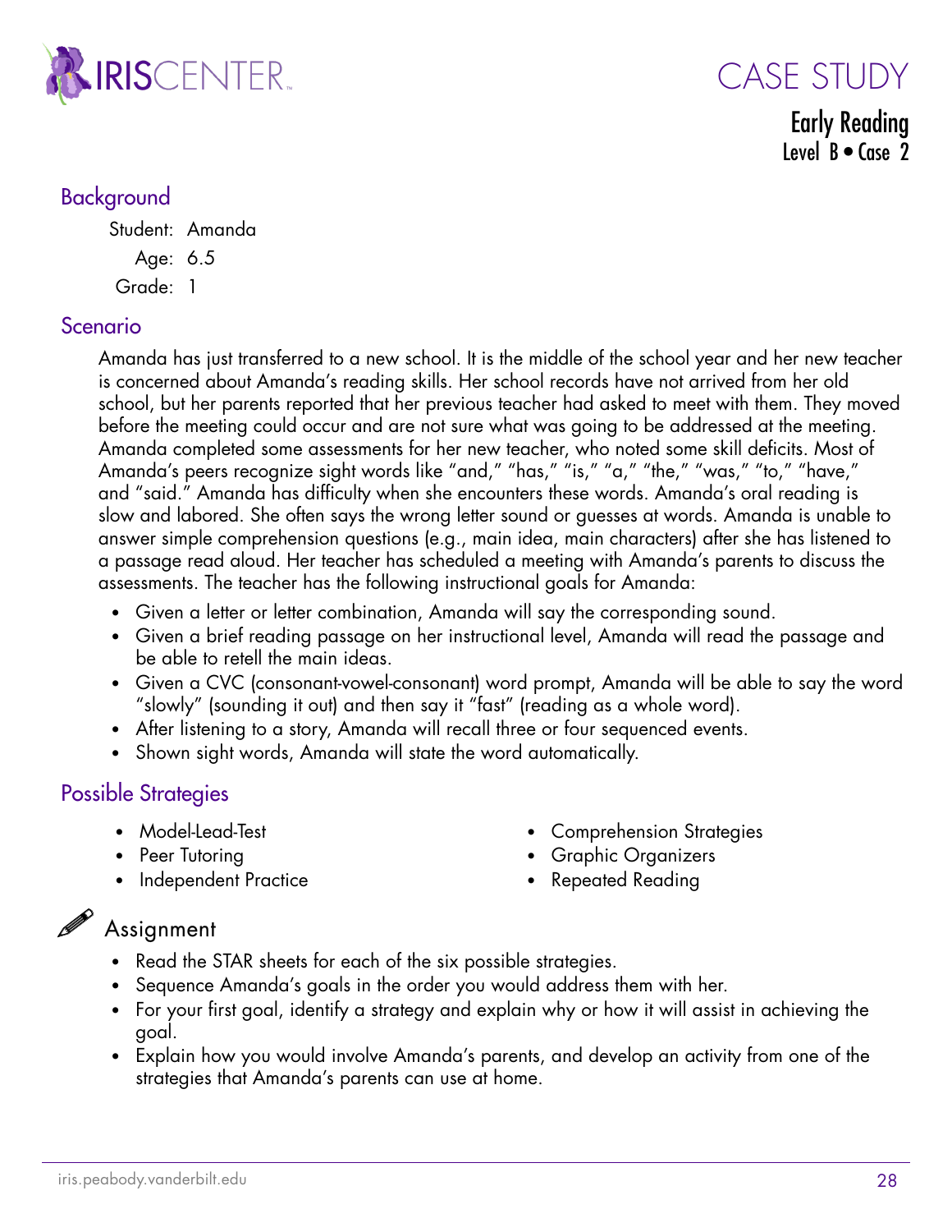# CASE STUDY

## Early Reading

Level B • Case 2

## Background

Student: Amanda

Age: 6.5

Grade: 1

## Scenario

Amanda has just transferred to a new school. It is the middle of the school year and her new teacher is concerned about Amanda's reading skills. Her school records have not arrived from her old school, but her parents reported that her previous teacher had asked to meet with them. They moved before the meeting could occur and are not sure what was going to be addressed at the meeting. Amanda completed some assessments for her new teacher, who noted some skill deficits. Most of Amanda's peers recognize sight words like "and," "has," "is," "a," "the," "was," "to," "have," and "said." Amanda has difficulty when she encounters these words. Amanda's oral reading is slow and labored. She often says the wrong letter sound or guesses at words. Amanda is unable to answer simple comprehension questions (e.g., main idea, main characters) after she has listened to a passage read aloud. Her teacher has scheduled a meeting with Amanda's parents to discuss the assessments. The teacher has the following instructional goals for Amanda:

- Given a letter or letter combination, Amanda will say the corresponding sound.
- Given a brief reading passage on her instructional level, Amanda will read the passage and be able to retell the main ideas.
- Given a CVC (consonant-vowel-consonant) word prompt, Amanda will be able to say the word "slowly" (sounding it out) and then say it "fast" (reading as a whole word).
- After listening to a story, Amanda will recall three or four sequenced events.
- Shown sight words, Amanda will state the word automatically.

## Possible Strategies

- Model-Lead-Test
- Peer Tutoring
- Independent Practice
- Comprehension Strategies
- Graphic Organizers
- Repeated Reading

## Assignment

- Read the STAR sheets for each of the six possible strategies.
- Sequence Amanda's goals in the order you would address them with her.
- For your first goal, identify a strategy and explain why or how it will assist in achieving the goal.
- Explain how you would involve Amanda's parents, and develop an activity from one of the strategies that Amanda's parents can use at home.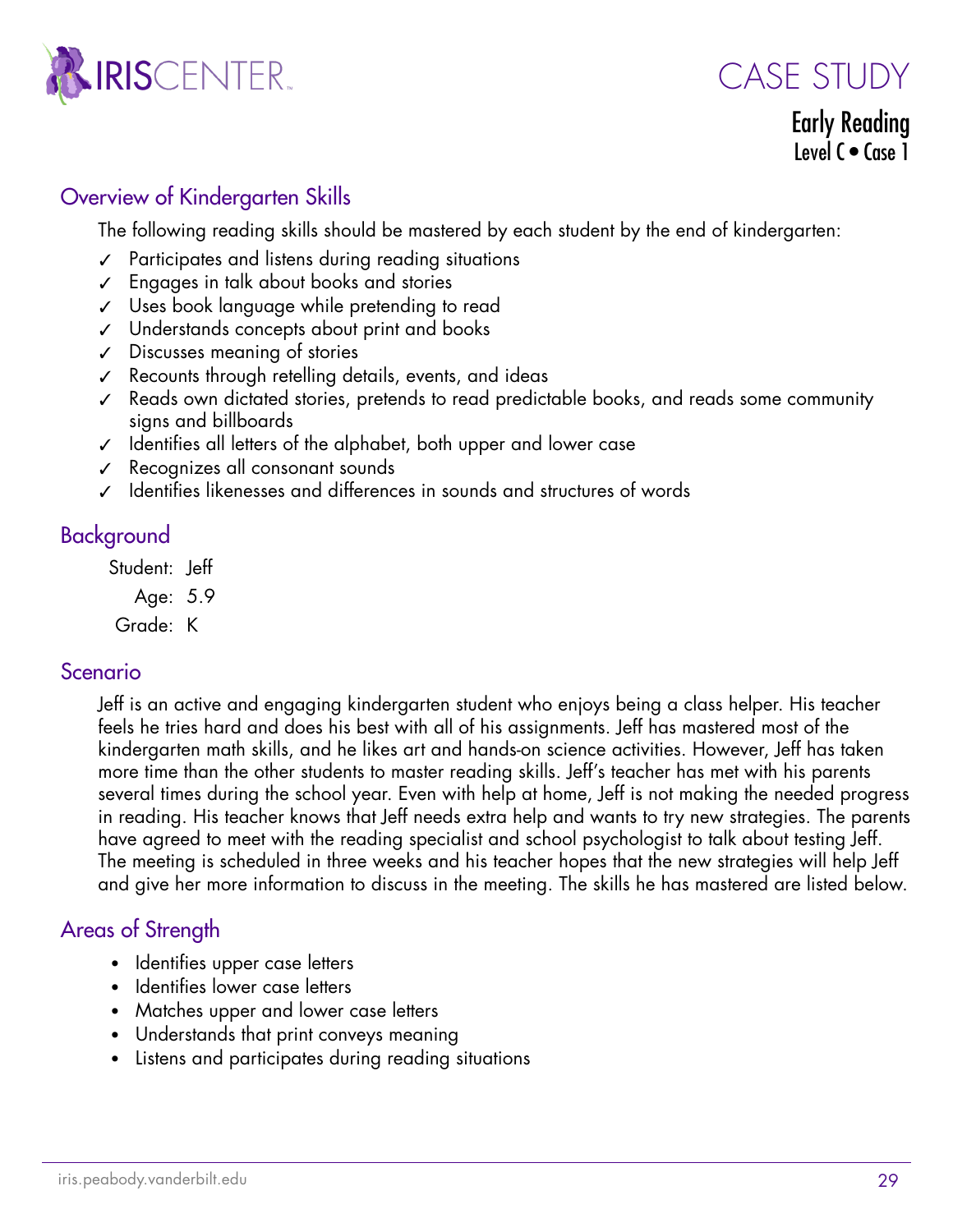# CASE STUDY

## Early Reading

Level C • Case 1

## Overview of Kindergarten Skills

The following reading skills should be mastered by each student by the end of kindergarten:

- ✓ Participates and listens during reading situations
- ✓ Engages in talk about books and stories
- ✓ Uses book language while pretending to read
- ✓ Understands concepts about print and books
- ✓ Discusses meaning of stories
- ✓ Recounts through retelling details, events, and ideas
- ✓ Reads own dictated stories, pretends to read predictable books, and reads some community signs and billboards
- ✓ Identifies all letters of the alphabet, both upper and lower case
- ✓ Recognizes all consonant sounds
- ✓ Identifies likenesses and differences in sounds and structures of words

## Background

Student: Jeff

Age: 5.9

Grade: K

## Scenario

Jeff is an active and engaging kindergarten student who enjoys being a class helper. His teacher feels he tries hard and does his best with all of his assignments. Jeff has mastered most of the kindergarten math skills, and he likes art and hands-on science activities. However, Jeff has taken more time than the other students to master reading skills. Jeff's teacher has met with his parents several times during the school year. Even with help at home, Jeff is not making the needed progress in reading. His teacher knows that Jeff needs extra help and wants to try new strategies. The parents have agreed to meet with the reading specialist and school psychologist to talk about testing Jeff. The meeting is scheduled in three weeks and his teacher hopes that the new strategies will help Jeff and give her more information to discuss in the meeting. The skills he has mastered are listed below.

## Areas of Strength

- Identifies upper case letters
- Identifies lower case letters
- Matches upper and lower case letters
- Understands that print conveys meaning
- Listens and participates during reading situations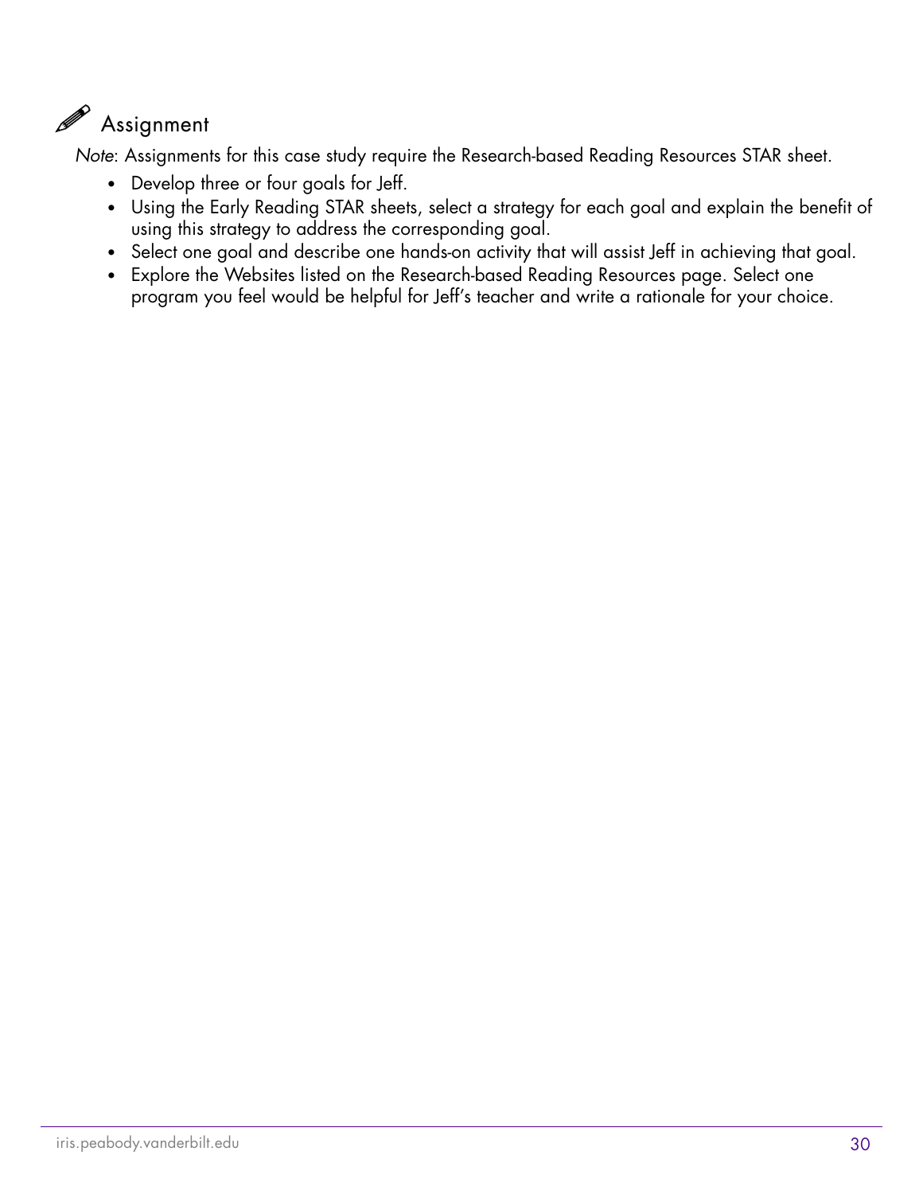## Assignment

*Note*: Assignments for this case study require the Research-based Reading Resources STAR sheet.

- Develop three or four goals for Jeff.
- Using the Early Reading STAR sheets, select a strategy for each goal and explain the benefit of using this strategy to address the corresponding goal.
- Select one goal and describe one hands-on activity that will assist Jeff in achieving that goal.
- Explore the Websites listed on the Research-based Reading Resources page. Select one program you feel would be helpful for Jeff's teacher and write a rationale for your choice.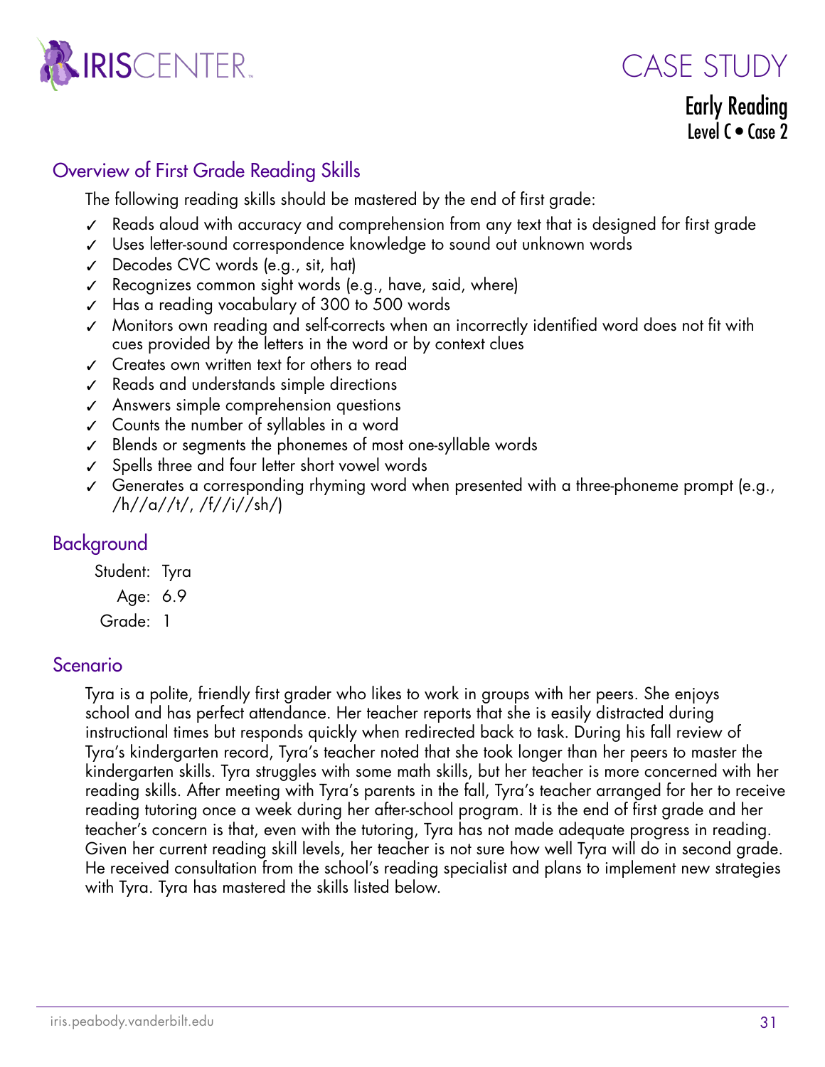# CASE STUDY

## Early Reading
Level C • Case 2

## Overview of First Grade Reading Skills

The following reading skills should be mastered by the end of first grade:

- ✓ Reads aloud with accuracy and comprehension from any text that is designed for first grade
- ✓ Uses letter-sound correspondence knowledge to sound out unknown words
- ✓ Decodes CVC words (e.g., sit, hat)
- ✓ Recognizes common sight words (e.g., have, said, where)
- ✓ Has a reading vocabulary of 300 to 500 words
- ✓ Monitors own reading and self-corrects when an incorrectly identified word does not fit with cues provided by the letters in the word or by context clues
- ✓ Creates own written text for others to read
- ✓ Reads and understands simple directions
- ✓ Answers simple comprehension questions
- ✓ Counts the number of syllables in a word
- ✓ Blends or segments the phonemes of most one-syllable words
- ✓ Spells three and four letter short vowel words
- ✓ Generates a corresponding rhyming word when presented with a three-phoneme prompt (e.g., /h//a//t/, /f//i//sh/)

## Background

Student: Tyra
Age: 6.9
Grade: 1

## Scenario

Tyra is a polite, friendly first grader who likes to work in groups with her peers. She enjoys school and has perfect attendance. Her teacher reports that she is easily distracted during instructional times but responds quickly when redirected back to task. During his fall review of Tyra's kindergarten record, Tyra's teacher noted that she took longer than her peers to master the kindergarten skills. Tyra struggles with some math skills, but her teacher is more concerned with her reading skills. After meeting with Tyra's parents in the fall, Tyra's teacher arranged for her to receive reading tutoring once a week during her after-school program. It is the end of first grade and her teacher's concern is that, even with the tutoring, Tyra has not made adequate progress in reading. Given her current reading skill levels, her teacher is not sure how well Tyra will do in second grade. He received consultation from the school's reading specialist and plans to implement new strategies with Tyra. Tyra has mastered the skills listed below.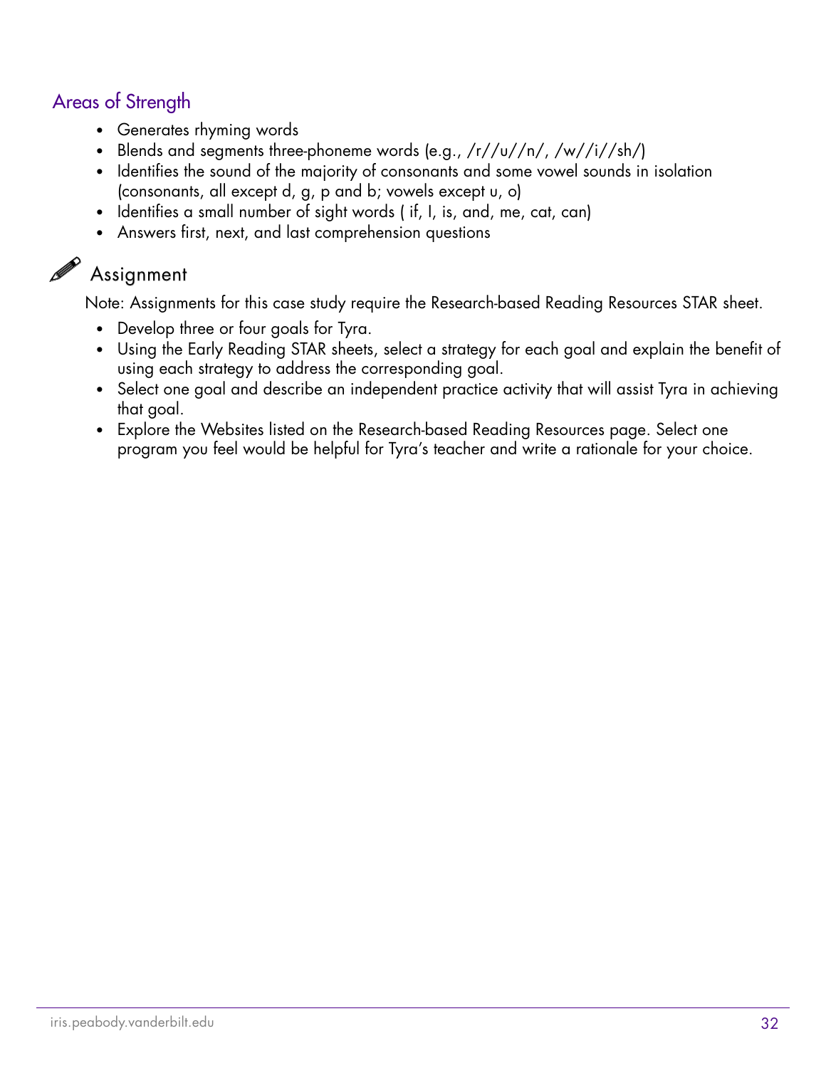## Areas of Strength

- Generates rhyming words
- Blends and segments three-phoneme words (e.g., /r//u//n/, /w//i//sh/)
- Identifies the sound of the majority of consonants and some vowel sounds in isolation (consonants, all except d, g, p and b; vowels except u, o)
- Identifies a small number of sight words ( if, I, is, and, me, cat, can)
- Answers first, next, and last comprehension questions

## Assignment

Note: Assignments for this case study require the Research-based Reading Resources STAR sheet.

- Develop three or four goals for Tyra.
- Using the Early Reading STAR sheets, select a strategy for each goal and explain the benefit of using each strategy to address the corresponding goal.
- Select one goal and describe an independent practice activity that will assist Tyra in achieving that goal.
- Explore the Websites listed on the Research-based Reading Resources page. Select one program you feel would be helpful for Tyra's teacher and write a rationale for your choice.